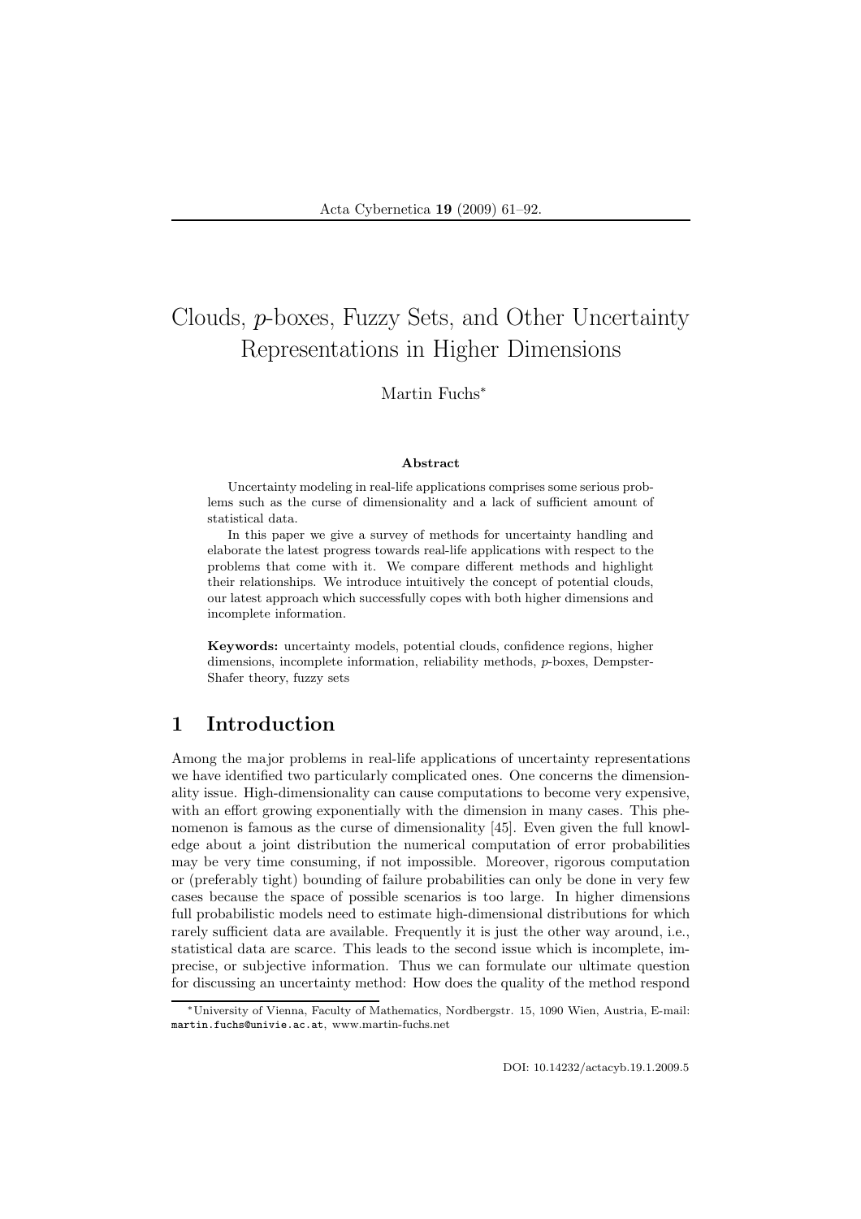# Clouds, $p$-boxes, Fuzzy Sets, and Other Uncertainty Representations in Higher Dimensions

Martin Fuchs*

### Abstract

Uncertainty modeling in real-life applications comprises some serious problems such as the curse of dimensionality and a lack of sufficient amount of statistical data.

In this paper we give a survey of methods for uncertainty handling and elaborate the latest progress towards real-life applications with respect to the problems that come with it. We compare different methods and highlight their relationships. We introduce intuitively the concept of potential clouds, our latest approach which successfully copes with both higher dimensions and incomplete information.

**Keywords:** uncertainty models, potential clouds, confidence regions, higher dimensions, incomplete information, reliability methods, $p$-boxes, Dempster-Shafer theory, fuzzy sets

## 1 Introduction

Among the major problems in real-life applications of uncertainty representations we have identified two particularly complicated ones. One concerns the dimensionality issue. High-dimensionality can cause computations to become very expensive, with an effort growing exponentially with the dimension in many cases. This phenomenon is famous as the curse of dimensionality [45]. Even given the full knowledge about a joint distribution the numerical computation of error probabilities may be very time consuming, if not impossible. Moreover, rigorous computation or (preferably tight) bounding of failure probabilities can only be done in very few cases because the space of possible scenarios is too large. In higher dimensions full probabilistic models need to estimate high-dimensional distributions for which rarely sufficient data are available. Frequently it is just the other way around, i.e., statistical data are scarce. This leads to the second issue which is incomplete, imprecise, or subjective information. Thus we can formulate our ultimate question for discussing an uncertainty method: How does the quality of the method respond

---

*University of Vienna, Faculty of Mathematics, Nordbergstr. 15, 1090 Wien, Austria, E-mail: martin.fuchs@univie.ac.at, www.martin-fuchs.net

DOI: 10.14232/actacyb.19.1.2009.5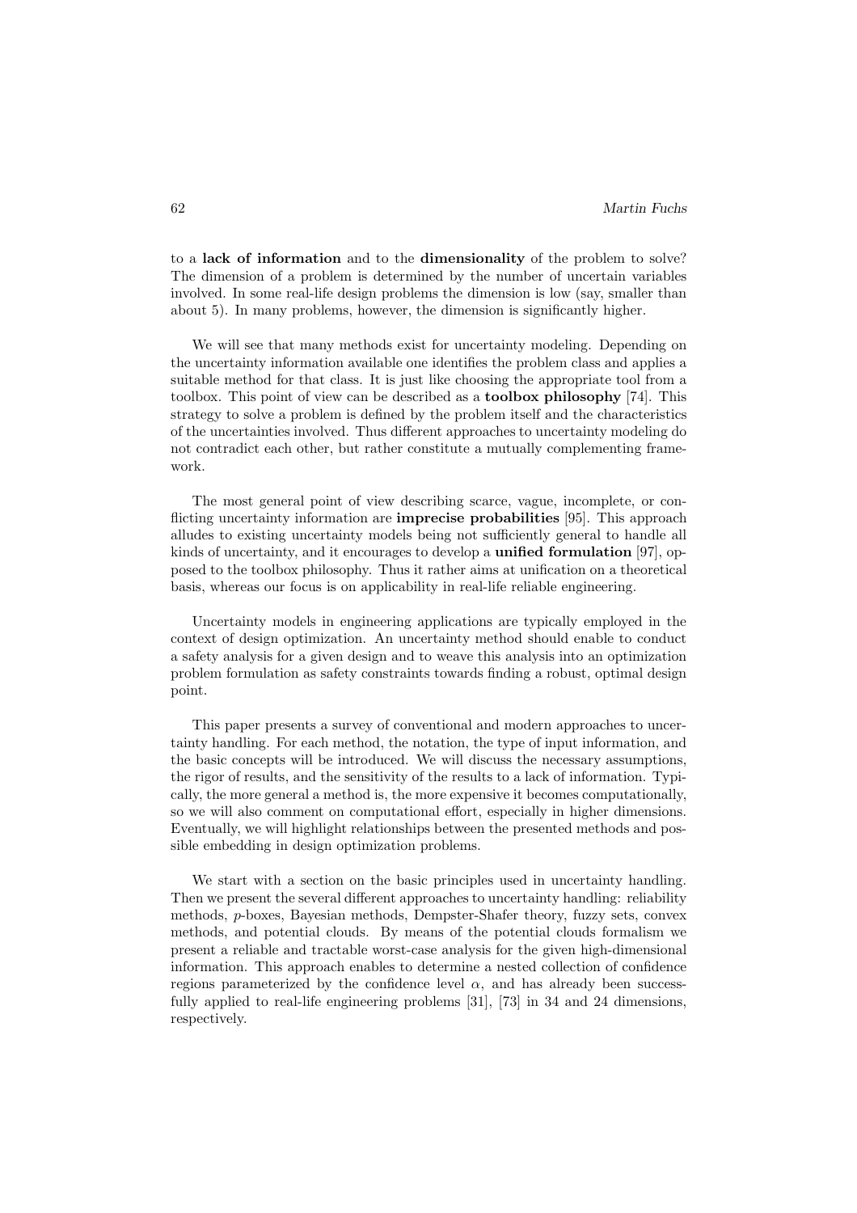to a **lack of information** and to the **dimensionality** of the problem to solve? The dimension of a problem is determined by the number of uncertain variables involved. In some real-life design problems the dimension is low (say, smaller than about 5). In many problems, however, the dimension is significantly higher.

We will see that many methods exist for uncertainty modeling. Depending on the uncertainty information available one identifies the problem class and applies a suitable method for that class. It is just like choosing the appropriate tool from a toolbox. This point of view can be described as a **toolbox philosophy** [74]. This strategy to solve a problem is defined by the problem itself and the characteristics of the uncertainties involved. Thus different approaches to uncertainty modeling do not contradict each other, but rather constitute a mutually complementing framework.

The most general point of view describing scarce, vague, incomplete, or conflicting uncertainty information are **imprecise probabilities** [95]. This approach alludes to existing uncertainty models being not sufficiently general to handle all kinds of uncertainty, and it encourages to develop a **unified formulation** [97], opposed to the toolbox philosophy. Thus it rather aims at unification on a theoretical basis, whereas our focus is on applicability in real-life reliable engineering.

Uncertainty models in engineering applications are typically employed in the context of design optimization. An uncertainty method should enable to conduct a safety analysis for a given design and to weave this analysis into an optimization problem formulation as safety constraints towards finding a robust, optimal design point.

This paper presents a survey of conventional and modern approaches to uncertainty handling. For each method, the notation, the type of input information, and the basic concepts will be introduced. We will discuss the necessary assumptions, the rigor of results, and the sensitivity of the results to a lack of information. Typically, the more general a method is, the more expensive it becomes computationally, so we will also comment on computational effort, especially in higher dimensions. Eventually, we will highlight relationships between the presented methods and possible embedding in design optimization problems.

We start with a section on the basic principles used in uncertainty handling. Then we present the several different approaches to uncertainty handling: reliability methods, *p*-boxes, Bayesian methods, Dempster-Shafer theory, fuzzy sets, convex methods, and potential clouds. By means of the potential clouds formalism we present a reliable and tractable worst-case analysis for the given high-dimensional information. This approach enables to determine a nested collection of confidence regions parameterized by the confidence level $\alpha$, and has already been successfully applied to real-life engineering problems [31], [73] in 34 and 24 dimensions, respectively.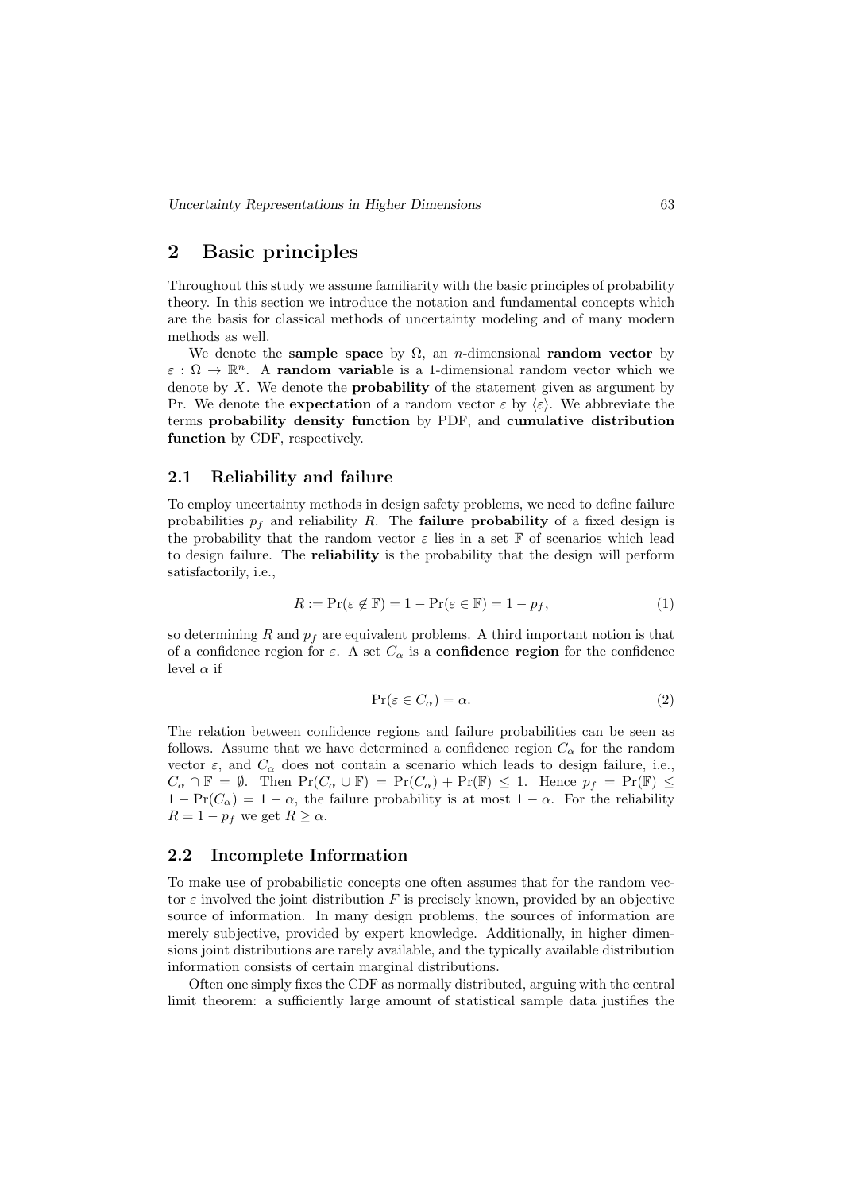## 2 Basic principles

Throughout this study we assume familiarity with the basic principles of probability theory. In this section we introduce the notation and fundamental concepts which are the basis for classical methods of uncertainty modeling and of many modern methods as well.

We denote the **sample space** by $\Omega$, an $n$-dimensional **random vector** by $\varepsilon : \Omega \to \mathbb{R}^n$. A **random variable** is a 1-dimensional random vector which we denote by $X$. We denote the **probability** of the statement given as argument by Pr. We denote the **expectation** of a random vector $\varepsilon$ by $\langle \varepsilon \rangle$. We abbreviate the terms **probability density function** by PDF, and **cumulative distribution function** by CDF, respectively.

### 2.1 Reliability and failure

To employ uncertainty methods in design safety problems, we need to define failure probabilities $p_f$ and reliability $R$. The **failure probability** of a fixed design is the probability that the random vector $\varepsilon$ lies in a set $\mathbb{F}$ of scenarios which lead to design failure. The **reliability** is the probability that the design will perform satisfactorily, i.e.,

$$R := \Pr(\varepsilon \notin \mathbb{F}) = 1 - \Pr(\varepsilon \in \mathbb{F}) = 1 - p_f, \tag{1}$$

so determining $R$ and $p_f$ are equivalent problems. A third important notion is that of a confidence region for $\varepsilon$. A set $C_\alpha$ is a **confidence region** for the confidence level $\alpha$ if

$$\Pr(\varepsilon \in C_\alpha) = \alpha. \tag{2}$$

The relation between confidence regions and failure probabilities can be seen as follows. Assume that we have determined a confidence region $C_\alpha$ for the random vector $\varepsilon$, and $C_\alpha$ does not contain a scenario which leads to design failure, i.e., $C_\alpha \cap \mathbb{F} = \emptyset$. Then $\Pr(C_\alpha \cup \mathbb{F}) = \Pr(C_\alpha) + \Pr(\mathbb{F}) \leq 1$. Hence $p_f = \Pr(\mathbb{F}) \leq 1 - \Pr(C_\alpha) = 1 - \alpha$, the failure probability is at most $1 - \alpha$. For the reliability $R = 1 - p_f$ we get $R \geq \alpha$.

### 2.2 Incomplete Information

To make use of probabilistic concepts one often assumes that for the random vector $\varepsilon$ involved the joint distribution $F$ is precisely known, provided by an objective source of information. In many design problems, the sources of information are merely subjective, provided by expert knowledge. Additionally, in higher dimensions joint distributions are rarely available, and the typically available distribution information consists of certain marginal distributions.

Often one simply fixes the CDF as normally distributed, arguing with the central limit theorem: a sufficiently large amount of statistical sample data justifies the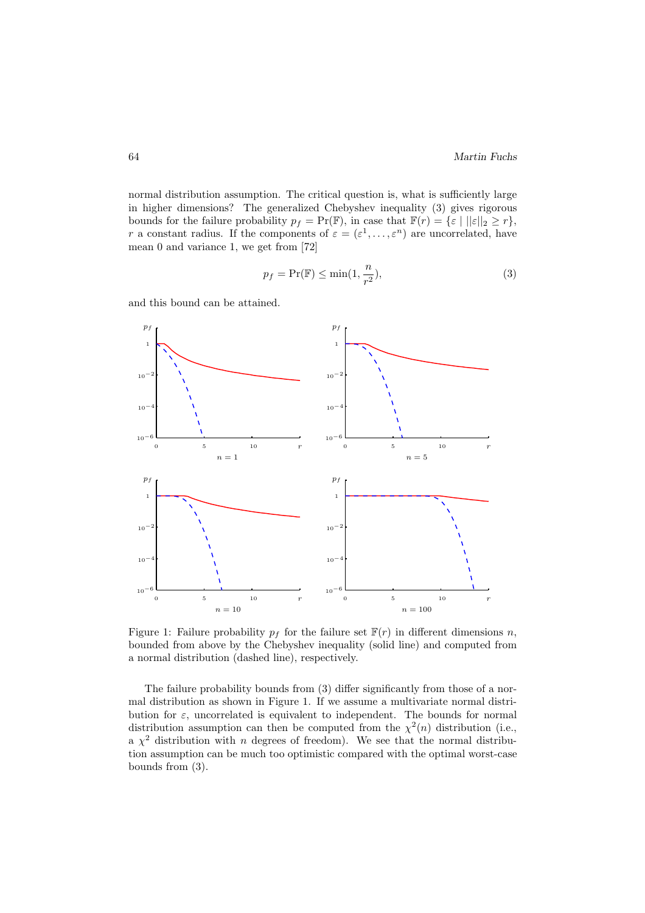normal distribution assumption. The critical question is, what is sufficiently large in higher dimensions? The generalized Chebyshev inequality (3) gives rigorous bounds for the failure probability $p_f = \Pr(\mathbb{F})$, in case that $\mathbb{F}(r) = \{\varepsilon \mid ||\varepsilon||_2 \geq r\}$, $r$ a constant radius. If the components of $\varepsilon = (\varepsilon^1, \ldots, \varepsilon^n)$ are uncorrelated, have mean 0 and variance 1, we get from [72]

$$p_f = \Pr(\mathbb{F}) \leq \min(1, \frac{n}{r^2}), \tag{3}$$

and this bound can be attained.

Figure 1: Failure probability $p_f$ for the failure set $\mathbb{F}(r)$ in different dimensions $n$, bounded from above by the Chebyshev inequality (solid line) and computed from a normal distribution (dashed line), respectively.

The failure probability bounds from (3) differ significantly from those of a normal distribution as shown in Figure 1. If we assume a multivariate normal distribution for $\varepsilon$, uncorrelated is equivalent to independent. The bounds for normal distribution assumption can then be computed from the $\chi^2(n)$ distribution (i.e., a $\chi^2$ distribution with $n$ degrees of freedom). We see that the normal distribution assumption can be much too optimistic compared with the optimal worst-case bounds from (3).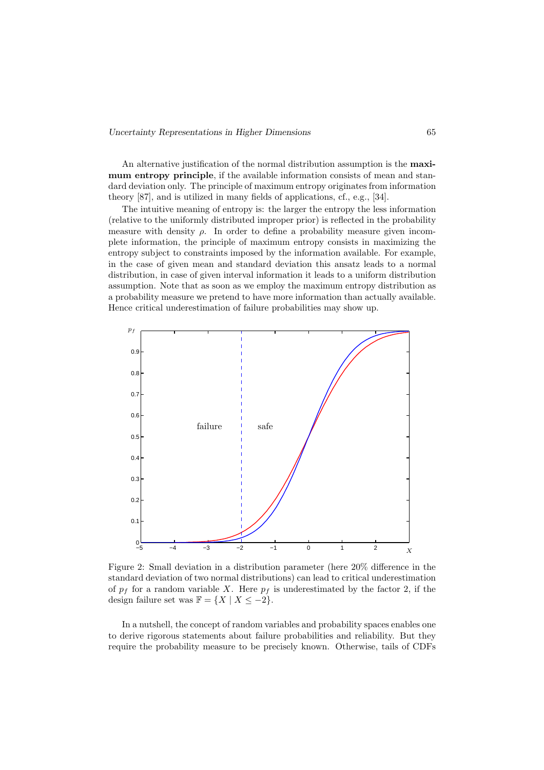An alternative justification of the normal distribution assumption is the **maximum entropy principle**, if the available information consists of mean and standard deviation only. The principle of maximum entropy originates from information theory [87], and is utilized in many fields of applications, cf., e.g., [34].

The intuitive meaning of entropy is: the larger the entropy the less information (relative to the uniformly distributed improper prior) is reflected in the probability measure with density $\rho$. In order to define a probability measure given incomplete information, the principle of maximum entropy consists in maximizing the entropy subject to constraints imposed by the information available. For example, in the case of given mean and standard deviation this ansatz leads to a normal distribution, in case of given interval information it leads to a uniform distribution assumption. Note that as soon as we employ the maximum entropy distribution as a probability measure we pretend to have more information than actually available. Hence critical underestimation of failure probabilities may show up.

Figure 2: Small deviation in a distribution parameter (here 20% difference in the standard deviation of two normal distributions) can lead to critical underestimation of $p_f$ for a random variable $X$. Here $p_f$ is underestimated by the factor 2, if the design failure set was $\mathbb{F} = \{X \mid X \leq -2\}$.

In a nutshell, the concept of random variables and probability spaces enables one to derive rigorous statements about failure probabilities and reliability. But they require the probability measure to be precisely known. Otherwise, tails of CDFs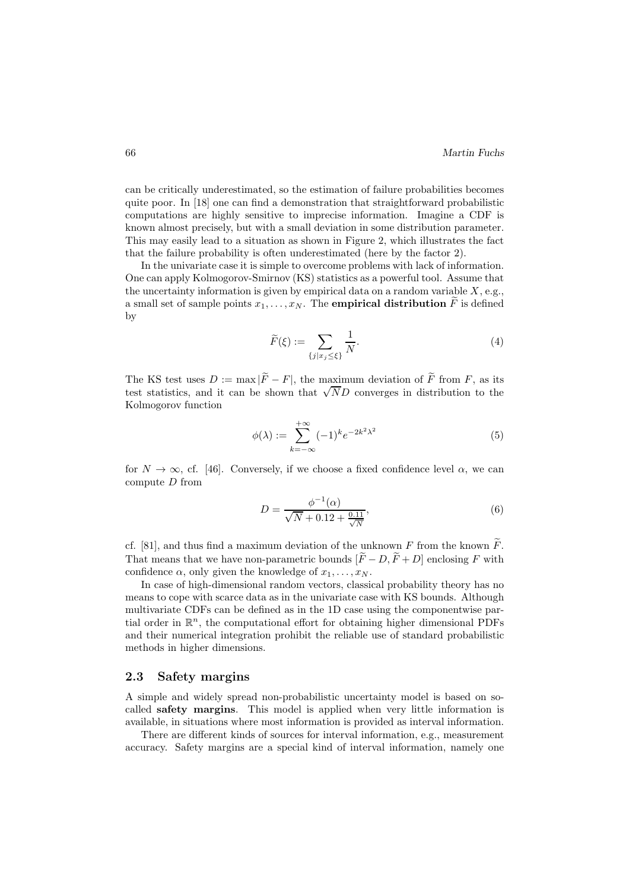can be critically underestimated, so the estimation of failure probabilities becomes quite poor. In [18] one can find a demonstration that straightforward probabilistic computations are highly sensitive to imprecise information. Imagine a CDF is known almost precisely, but with a small deviation in some distribution parameter. This may easily lead to a situation as shown in Figure 2, which illustrates the fact that the failure probability is often underestimated (here by the factor 2).

In the univariate case it is simple to overcome problems with lack of information. One can apply Kolmogorov-Smirnov (KS) statistics as a powerful tool. Assume that the uncertainty information is given by empirical data on a random variable $X$, e.g., a small set of sample points $x_1, \ldots, x_N$. The **empirical distribution** $\widetilde{F}$ is defined by

$$\widetilde{F}(\xi) := \sum_{\{j \mid x_j \leq \xi\}} \frac{1}{N}. \tag{4}$$

The KS test uses $D := \max |\widetilde{F} - F|$, the maximum deviation of $\widetilde{F}$ from $F$, as its test statistics, and it can be shown that $\sqrt{N}D$ converges in distribution to the Kolmogorov function

$$\phi(\lambda) := \sum_{k=-\infty}^{+\infty} (-1)^k e^{-2k^2\lambda^2} \tag{5}$$

for $N \to \infty$, cf. [46]. Conversely, if we choose a fixed confidence level $\alpha$, we can compute $D$ from

$$D = \frac{\phi^{-1}(\alpha)}{\sqrt{N} + 0.12 + \frac{0.11}{\sqrt{N}}}, \tag{6}$$

cf. [81], and thus find a maximum deviation of the unknown $F$ from the known $\widetilde{F}$. That means that we have non-parametric bounds $[\widetilde{F} - D, \widetilde{F} + D]$ enclosing $F$ with confidence $\alpha$, only given the knowledge of $x_1, \ldots, x_N$.

In case of high-dimensional random vectors, classical probability theory has no means to cope with scarce data as in the univariate case with KS bounds. Although multivariate CDFs can be defined as in the 1D case using the componentwise partial order in $\mathbb{R}^n$, the computational effort for obtaining higher dimensional PDFs and their numerical integration prohibit the reliable use of standard probabilistic methods in higher dimensions.

## 2.3 Safety margins

A simple and widely spread non-probabilistic uncertainty model is based on so-called **safety margins**. This model is applied when very little information is available, in situations where most information is provided as interval information.

There are different kinds of sources for interval information, e.g., measurement accuracy. Safety margins are a special kind of interval information, namely one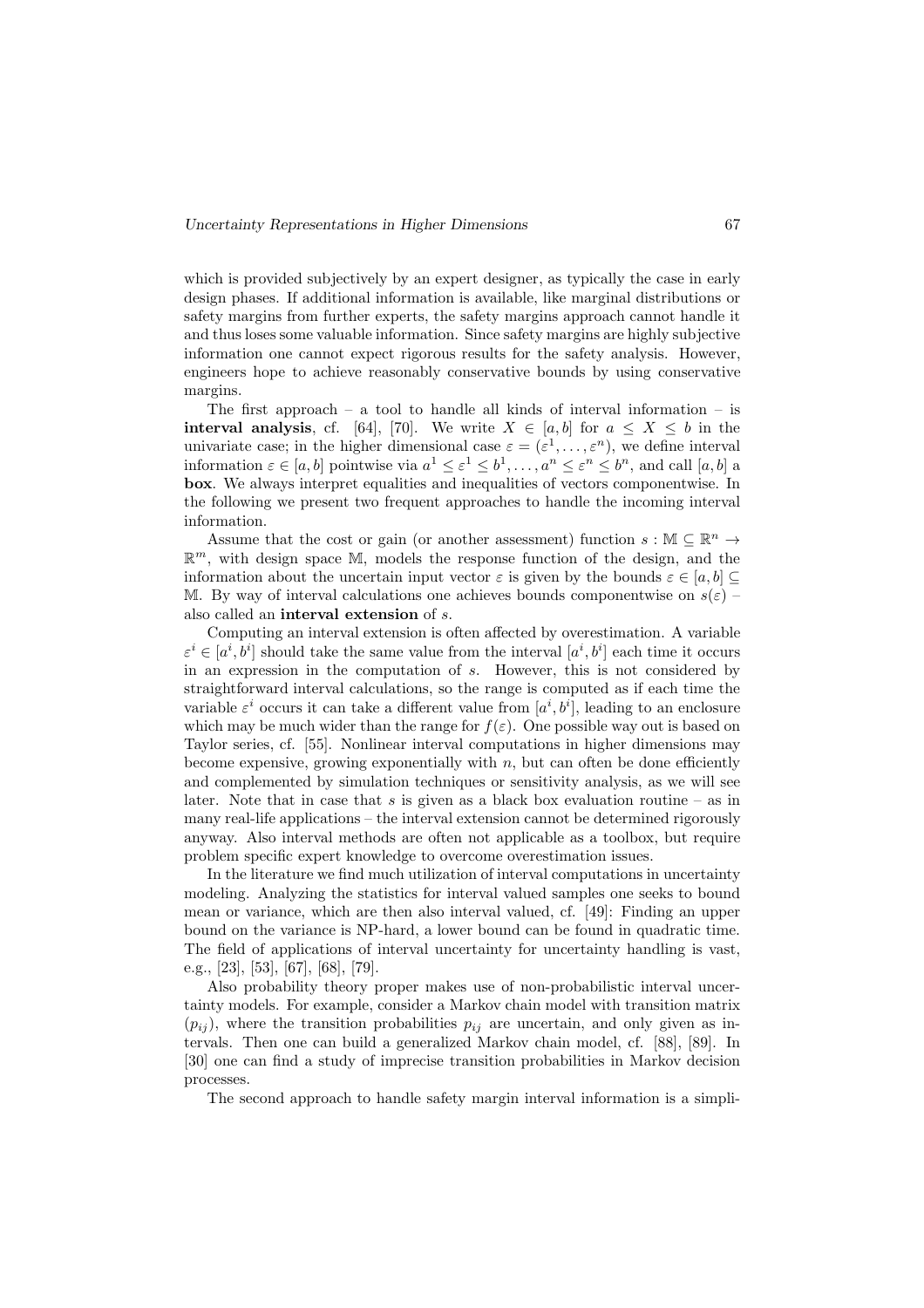which is provided subjectively by an expert designer, as typically the case in early design phases. If additional information is available, like marginal distributions or safety margins from further experts, the safety margins approach cannot handle it and thus loses some valuable information. Since safety margins are highly subjective information one cannot expect rigorous results for the safety analysis. However, engineers hope to achieve reasonably conservative bounds by using conservative margins.

The first approach – a tool to handle all kinds of interval information – is **interval analysis**, cf. [64], [70]. We write $X \in [a, b]$ for $a \leq X \leq b$ in the univariate case; in the higher dimensional case $\varepsilon = (\varepsilon^1, \ldots, \varepsilon^n)$, we define interval information $\varepsilon \in [a, b]$ pointwise via $a^1 \leq \varepsilon^1 \leq b^1, \ldots, a^n \leq \varepsilon^n \leq b^n$, and call $[a, b]$ a **box**. We always interpret equalities and inequalities of vectors componentwise. In the following we present two frequent approaches to handle the incoming interval information.

Assume that the cost or gain (or another assessment) function $s : \mathbb{M} \subseteq \mathbb{R}^n \to \mathbb{R}^m$, with design space $\mathbb{M}$, models the response function of the design, and the information about the uncertain input vector $\varepsilon$ is given by the bounds $\varepsilon \in [a, b] \subseteq \mathbb{M}$. By way of interval calculations one achieves bounds componentwise on $s(\varepsilon)$ – also called an **interval extension** of $s$.

Computing an interval extension is often affected by overestimation. A variable $\varepsilon^i \in [a^i, b^i]$ should take the same value from the interval $[a^i, b^i]$ each time it occurs in an expression in the computation of $s$. However, this is not considered by straightforward interval calculations, so the range is computed as if each time the variable $\varepsilon^i$ occurs it can take a different value from $[a^i, b^i]$, leading to an enclosure which may be much wider than the range for $f(\varepsilon)$. One possible way out is based on Taylor series, cf. [55]. Nonlinear interval computations in higher dimensions may become expensive, growing exponentially with $n$, but can often be done efficiently and complemented by simulation techniques or sensitivity analysis, as we will see later. Note that in case that $s$ is given as a black box evaluation routine – as in many real-life applications – the interval extension cannot be determined rigorously anyway. Also interval methods are often not applicable as a toolbox, but require problem specific expert knowledge to overcome overestimation issues.

In the literature we find much utilization of interval computations in uncertainty modeling. Analyzing the statistics for interval valued samples one seeks to bound mean or variance, which are then also interval valued, cf. [49]: Finding an upper bound on the variance is NP-hard, a lower bound can be found in quadratic time. The field of applications of interval uncertainty for uncertainty handling is vast, e.g., [23], [53], [67], [68], [79].

Also probability theory proper makes use of non-probabilistic interval uncertainty models. For example, consider a Markov chain model with transition matrix $(p_{ij})$, where the transition probabilities $p_{ij}$ are uncertain, and only given as intervals. Then one can build a generalized Markov chain model, cf. [88], [89]. In [30] one can find a study of imprecise transition probabilities in Markov decision processes.

The second approach to handle safety margin interval information is a simpli-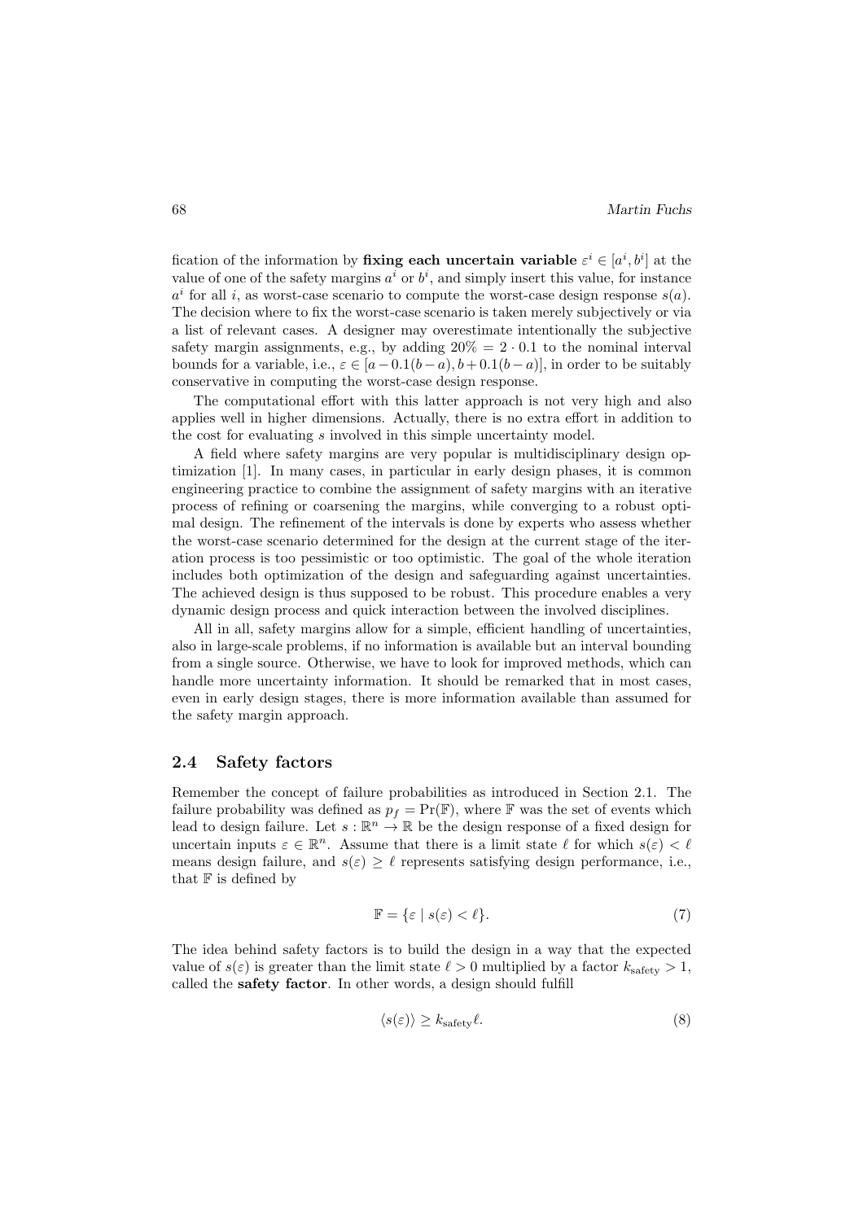fication of the information by **fixing each uncertain variable** $\varepsilon^i \in [a^i, b^i]$ at the value of one of the safety margins $a^i$ or $b^i$, and simply insert this value, for instance $a^i$ for all $i$, as worst-case scenario to compute the worst-case design response $s(a)$. The decision where to fix the worst-case scenario is taken merely subjectively or via a list of relevant cases. A designer may overestimate intentionally the subjective safety margin assignments, e.g., by adding $20\% = 2 \cdot 0.1$ to the nominal interval bounds for a variable, i.e., $\varepsilon \in [a - 0.1(b-a), b + 0.1(b-a)]$, in order to be suitably conservative in computing the worst-case design response.

The computational effort with this latter approach is not very high and also applies well in higher dimensions. Actually, there is no extra effort in addition to the cost for evaluating $s$ involved in this simple uncertainty model.

A field where safety margins are very popular is multidisciplinary design optimization [1]. In many cases, in particular in early design phases, it is common engineering practice to combine the assignment of safety margins with an iterative process of refining or coarsening the margins, while converging to a robust optimal design. The refinement of the intervals is done by experts who assess whether the worst-case scenario determined for the design at the current stage of the iteration process is too pessimistic or too optimistic. The goal of the whole iteration includes both optimization of the design and safeguarding against uncertainties. The achieved design is thus supposed to be robust. This procedure enables a very dynamic design process and quick interaction between the involved disciplines.

All in all, safety margins allow for a simple, efficient handling of uncertainties, also in large-scale problems, if no information is available but an interval bounding from a single source. Otherwise, we have to look for improved methods, which can handle more uncertainty information. It should be remarked that in most cases, even in early design stages, there is more information available than assumed for the safety margin approach.

## 2.4 Safety factors

Remember the concept of failure probabilities as introduced in Section 2.1. The failure probability was defined as $p_f = \Pr(\mathbb{F})$, where $\mathbb{F}$ was the set of events which lead to design failure. Let $s : \mathbb{R}^n \to \mathbb{R}$ be the design response of a fixed design for uncertain inputs $\varepsilon \in \mathbb{R}^n$. Assume that there is a limit state $\ell$ for which $s(\varepsilon) < \ell$ means design failure, and $s(\varepsilon) \geq \ell$ represents satisfying design performance, i.e., that $\mathbb{F}$ is defined by

$$\mathbb{F} = \{\varepsilon \mid s(\varepsilon) < \ell\}. \tag{7}$$

The idea behind safety factors is to build the design in a way that the expected value of $s(\varepsilon)$ is greater than the limit state $\ell > 0$ multiplied by a factor $k_{\text{safety}} > 1$, called the **safety factor**. In other words, a design should fulfill

$$\langle s(\varepsilon) \rangle \geq k_{\text{safety}} \ell. \tag{8}$$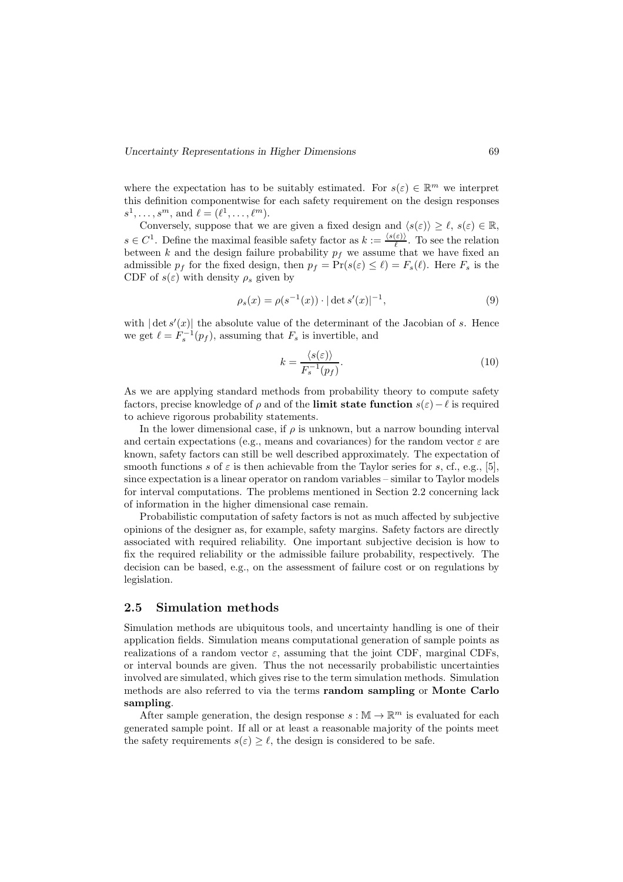where the expectation has to be suitably estimated. For $s(\varepsilon) \in \mathbb{R}^m$ we interpret this definition componentwise for each safety requirement on the design responses $s^1, \dots, s^m$, and $\ell = (\ell^1, \dots, \ell^m)$.

Conversely, suppose that we are given a fixed design and $\langle s(\varepsilon) \rangle \geq \ell$, $s(\varepsilon) \in \mathbb{R}$, $s \in C^1$. Define the maximal feasible safety factor as $k := \frac{\langle s(\varepsilon) \rangle}{\ell}$. To see the relation between $k$ and the design failure probability $p_f$ we assume that we have fixed an admissible $p_f$ for the fixed design, then $p_f = \Pr(s(\varepsilon) \leq \ell) = F_s(\ell)$. Here $F_s$ is the CDF of $s(\varepsilon)$ with density $\rho_s$ given by

$$\rho_s(x) = \rho(s^{-1}(x)) \cdot |\det s'(x)|^{-1}, \tag{9}$$

with $|\det s'(x)|$ the absolute value of the determinant of the Jacobian of $s$. Hence we get $\ell = F_s^{-1}(p_f)$, assuming that $F_s$ is invertible, and

$$k = \frac{\langle s(\varepsilon) \rangle}{F_s^{-1}(p_f)}. \tag{10}$$

As we are applying standard methods from probability theory to compute safety factors, precise knowledge of $\rho$ and of the **limit state function** $s(\varepsilon) - \ell$ is required to achieve rigorous probability statements.

In the lower dimensional case, if $\rho$ is unknown, but a narrow bounding interval and certain expectations (e.g., means and covariances) for the random vector $\varepsilon$ are known, safety factors can still be well described approximately. The expectation of smooth functions $s$ of $\varepsilon$ is then achievable from the Taylor series for $s$, cf., e.g., [5], since expectation is a linear operator on random variables – similar to Taylor models for interval computations. The problems mentioned in Section 2.2 concerning lack of information in the higher dimensional case remain.

Probabilistic computation of safety factors is not as much affected by subjective opinions of the designer as, for example, safety margins. Safety factors are directly associated with required reliability. One important subjective decision is how to fix the required reliability or the admissible failure probability, respectively. The decision can be based, e.g., on the assessment of failure cost or on regulations by legislation.

## 2.5 Simulation methods

Simulation methods are ubiquitous tools, and uncertainty handling is one of their application fields. Simulation means computational generation of sample points as realizations of a random vector $\varepsilon$, assuming that the joint CDF, marginal CDFs, or interval bounds are given. Thus the not necessarily probabilistic uncertainties involved are simulated, which gives rise to the term simulation methods. Simulation methods are also referred to via the terms **random sampling** or **Monte Carlo sampling**.

After sample generation, the design response $s : \mathbb{M} \to \mathbb{R}^m$ is evaluated for each generated sample point. If all or at least a reasonable majority of the points meet the safety requirements $s(\varepsilon) \geq \ell$, the design is considered to be safe.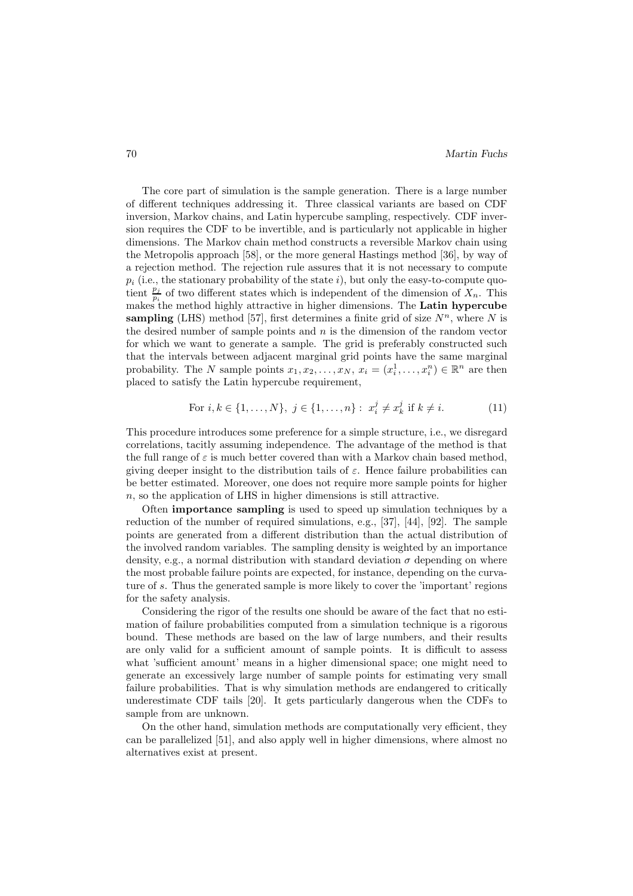The core part of simulation is the sample generation. There is a large number of different techniques addressing it. Three classical variants are based on CDF inversion, Markov chains, and Latin hypercube sampling, respectively. CDF inversion requires the CDF to be invertible, and is particularly not applicable in higher dimensions. The Markov chain method constructs a reversible Markov chain using the Metropolis approach [58], or the more general Hastings method [36], by way of a rejection method. The rejection rule assures that it is not necessary to compute $p_i$ (i.e., the stationary probability of the state $i$), but only the easy-to-compute quotient $\frac{p_j}{p_i}$ of two different states which is independent of the dimension of $X_n$. This makes the method highly attractive in higher dimensions. The **Latin hypercube sampling** (LHS) method [57], first determines a finite grid of size $N^n$, where $N$ is the desired number of sample points and $n$ is the dimension of the random vector for which we want to generate a sample. The grid is preferably constructed such that the intervals between adjacent marginal grid points have the same marginal probability. The $N$ sample points $x_1, x_2, \ldots, x_N$, $x_i = (x_i^1, \ldots, x_i^n) \in \mathbb{R}^n$ are then placed to satisfy the Latin hypercube requirement,

$$\text{For } i, k \in \{1, \ldots, N\},\ j \in \{1, \ldots, n\}:\ x_i^j \neq x_k^j \text{ if } k \neq i. \tag{11}$$

This procedure introduces some preference for a simple structure, i.e., we disregard correlations, tacitly assuming independence. The advantage of the method is that the full range of $\varepsilon$ is much better covered than with a Markov chain based method, giving deeper insight to the distribution tails of $\varepsilon$. Hence failure probabilities can be better estimated. Moreover, one does not require more sample points for higher $n$, so the application of LHS in higher dimensions is still attractive.

Often **importance sampling** is used to speed up simulation techniques by a reduction of the number of required simulations, e.g., [37], [44], [92]. The sample points are generated from a different distribution than the actual distribution of the involved random variables. The sampling density is weighted by an importance density, e.g., a normal distribution with standard deviation $\sigma$ depending on where the most probable failure points are expected, for instance, depending on the curvature of $s$. Thus the generated sample is more likely to cover the 'important' regions for the safety analysis.

Considering the rigor of the results one should be aware of the fact that no estimation of failure probabilities computed from a simulation technique is a rigorous bound. These methods are based on the law of large numbers, and their results are only valid for a sufficient amount of sample points. It is difficult to assess what 'sufficient amount' means in a higher dimensional space; one might need to generate an excessively large number of sample points for estimating very small failure probabilities. That is why simulation methods are endangered to critically underestimate CDF tails [20]. It gets particularly dangerous when the CDFs to sample from are unknown.

On the other hand, simulation methods are computationally very efficient, they can be parallelized [51], and also apply well in higher dimensions, where almost no alternatives exist at present.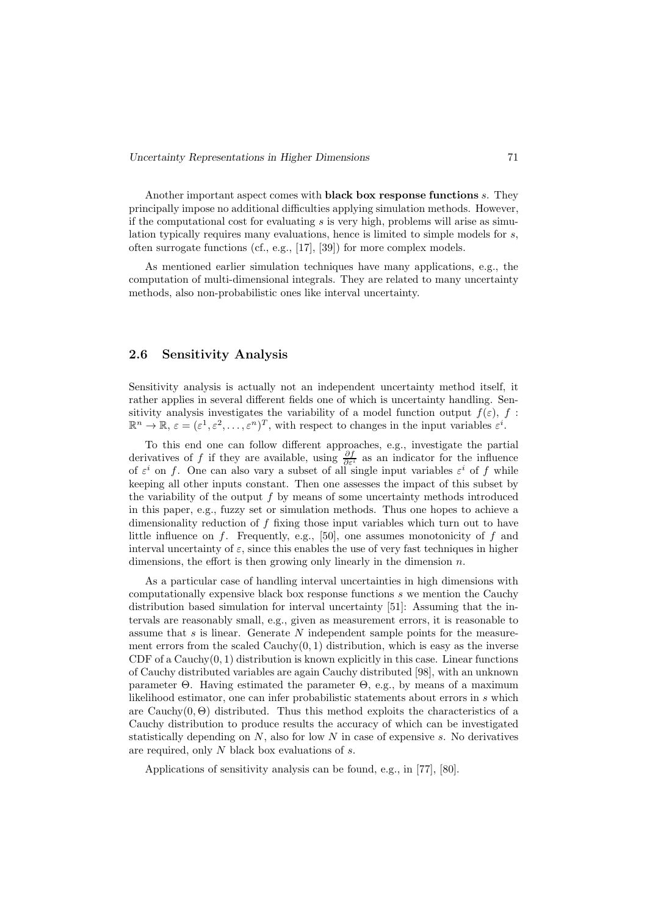Another important aspect comes with **black box response functions** $s$. They principally impose no additional difficulties applying simulation methods. However, if the computational cost for evaluating $s$ is very high, problems will arise as simulation typically requires many evaluations, hence is limited to simple models for $s$, often surrogate functions (cf., e.g., [17], [39]) for more complex models.

As mentioned earlier simulation techniques have many applications, e.g., the computation of multi-dimensional integrals. They are related to many uncertainty methods, also non-probabilistic ones like interval uncertainty.

## 2.6 Sensitivity Analysis

Sensitivity analysis is actually not an independent uncertainty method itself, it rather applies in several different fields one of which is uncertainty handling. Sensitivity analysis investigates the variability of a model function output $f(\varepsilon)$, $f : \mathbb{R}^n \to \mathbb{R}$, $\varepsilon = (\varepsilon^1, \varepsilon^2, \ldots, \varepsilon^n)^T$, with respect to changes in the input variables $\varepsilon^i$.

To this end one can follow different approaches, e.g., investigate the partial derivatives of $f$ if they are available, using $\frac{\partial f}{\partial \varepsilon^i}$ as an indicator for the influence of $\varepsilon^i$ on $f$. One can also vary a subset of all single input variables $\varepsilon^i$ of $f$ while keeping all other inputs constant. Then one assesses the impact of this subset by the variability of the output $f$ by means of some uncertainty methods introduced in this paper, e.g., fuzzy set or simulation methods. Thus one hopes to achieve a dimensionality reduction of $f$ fixing those input variables which turn out to have little influence on $f$. Frequently, e.g., [50], one assumes monotonicity of $f$ and interval uncertainty of $\varepsilon$, since this enables the use of very fast techniques in higher dimensions, the effort is then growing only linearly in the dimension $n$.

As a particular case of handling interval uncertainties in high dimensions with computationally expensive black box response functions $s$ we mention the Cauchy distribution based simulation for interval uncertainty [51]: Assuming that the intervals are reasonably small, e.g., given as measurement errors, it is reasonable to assume that $s$ is linear. Generate $N$ independent sample points for the measurement errors from the scaled Cauchy$(0, 1)$ distribution, which is easy as the inverse CDF of a Cauchy$(0, 1)$ distribution is known explicitly in this case. Linear functions of Cauchy distributed variables are again Cauchy distributed [98], with an unknown parameter $\Theta$. Having estimated the parameter $\Theta$, e.g., by means of a maximum likelihood estimator, one can infer probabilistic statements about errors in $s$ which are Cauchy$(0, \Theta)$ distributed. Thus this method exploits the characteristics of a Cauchy distribution to produce results the accuracy of which can be investigated statistically depending on $N$, also for low $N$ in case of expensive $s$. No derivatives are required, only $N$ black box evaluations of $s$.

Applications of sensitivity analysis can be found, e.g., in [77], [80].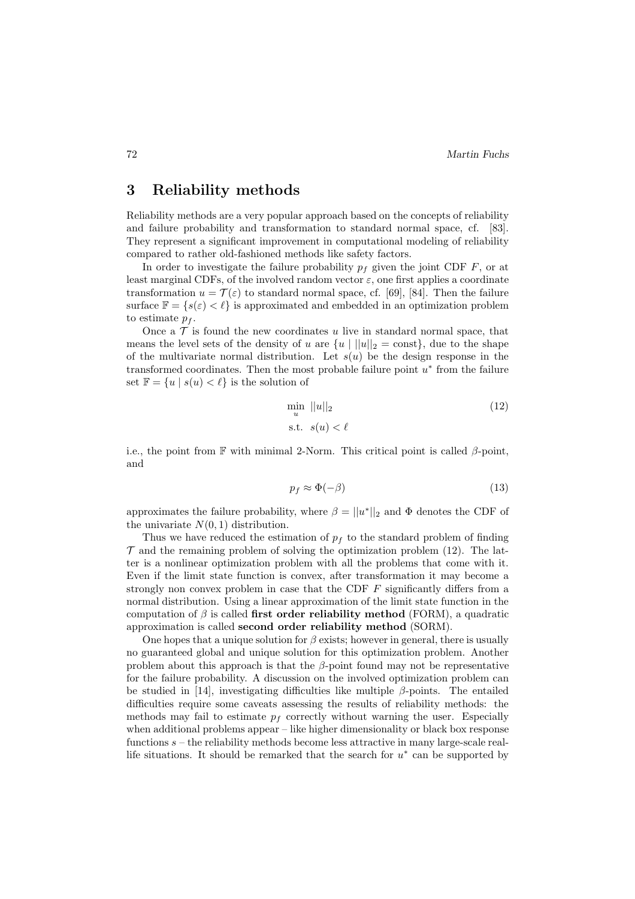# 3 Reliability methods

Reliability methods are a very popular approach based on the concepts of reliability and failure probability and transformation to standard normal space, cf. [83]. They represent a significant improvement in computational modeling of reliability compared to rather old-fashioned methods like safety factors.

In order to investigate the failure probability $p_f$ given the joint CDF $F$, or at least marginal CDFs, of the involved random vector $\varepsilon$, one first applies a coordinate transformation $u = \mathcal{T}(\varepsilon)$ to standard normal space, cf. [69], [84]. Then the failure surface $\mathbb{F} = \{s(\varepsilon) < \ell\}$ is approximated and embedded in an optimization problem to estimate $p_f$.

Once a $\mathcal{T}$ is found the new coordinates $u$ live in standard normal space, that means the level sets of the density of $u$ are $\{u \mid ||u||_2 = \text{const}\}$, due to the shape of the multivariate normal distribution. Let $s(u)$ be the design response in the transformed coordinates. Then the most probable failure point $u^*$ from the failure set $\mathbb{F} = \{u \mid s(u) < \ell\}$ is the solution of

$$
\begin{aligned}
&\min_u \; ||u||_2 \\
&\text{s.t.} \;\; s(u) < \ell
\end{aligned}
\tag{12}
$$

i.e., the point from $\mathbb{F}$ with minimal 2-Norm. This critical point is called $\beta$-point, and

$$
p_f \approx \Phi(-\beta) \tag{13}
$$

approximates the failure probability, where $\beta = ||u^*||_2$ and $\Phi$ denotes the CDF of the univariate $N(0, 1)$ distribution.

Thus we have reduced the estimation of $p_f$ to the standard problem of finding $\mathcal{T}$ and the remaining problem of solving the optimization problem (12). The latter is a nonlinear optimization problem with all the problems that come with it. Even if the limit state function is convex, after transformation it may become a strongly non convex problem in case that the CDF $F$ significantly differs from a normal distribution. Using a linear approximation of the limit state function in the computation of $\beta$ is called **first order reliability method** (FORM), a quadratic approximation is called **second order reliability method** (SORM).

One hopes that a unique solution for $\beta$ exists; however in general, there is usually no guaranteed global and unique solution for this optimization problem. Another problem about this approach is that the $\beta$-point found may not be representative for the failure probability. A discussion on the involved optimization problem can be studied in [14], investigating difficulties like multiple $\beta$-points. The entailed difficulties require some caveats assessing the results of reliability methods: the methods may fail to estimate $p_f$ correctly without warning the user. Especially when additional problems appear – like higher dimensionality or black box response functions $s$ – the reliability methods become less attractive in many large-scale real-life situations. It should be remarked that the search for $u^*$ can be supported by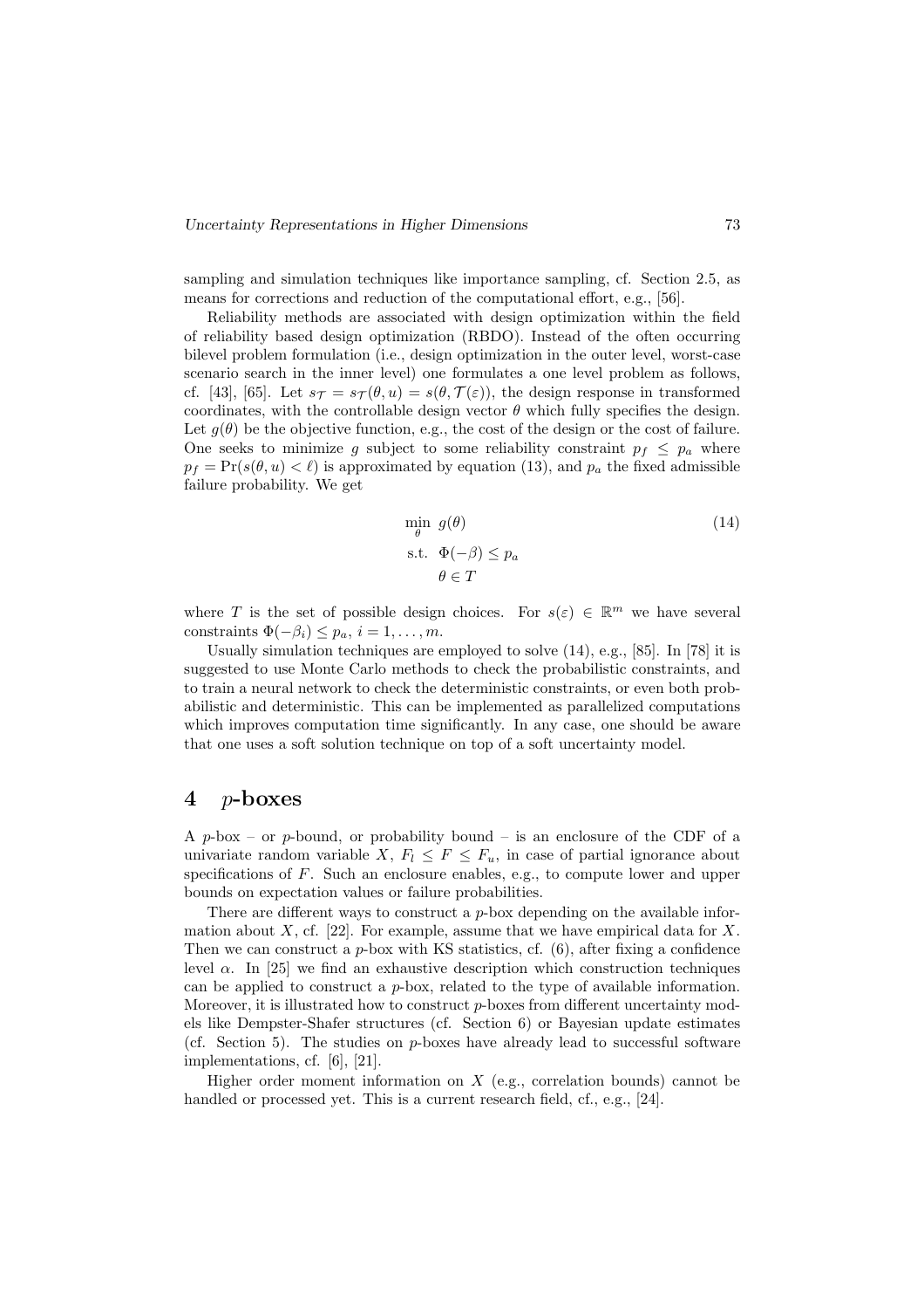sampling and simulation techniques like importance sampling, cf. Section 2.5, as means for corrections and reduction of the computational effort, e.g., [56].

Reliability methods are associated with design optimization within the field of reliability based design optimization (RBDO). Instead of the often occurring bilevel problem formulation (i.e., design optimization in the outer level, worst-case scenario search in the inner level) one formulates a one level problem as follows, cf. [43], [65]. Let $s_{\mathcal{T}} = s_{\mathcal{T}}(\theta, u) = s(\theta, \mathcal{T}(\varepsilon))$, the design response in transformed coordinates, with the controllable design vector $\theta$ which fully specifies the design. Let $g(\theta)$ be the objective function, e.g., the cost of the design or the cost of failure. One seeks to minimize $g$ subject to some reliability constraint $p_f \leq p_a$ where $p_f = \Pr(s(\theta, u) < \ell)$ is approximated by equation (13), and $p_a$ the fixed admissible failure probability. We get

$$
\begin{aligned}
\min_{\theta} \;\; & g(\theta) \\
\text{s.t.} \;\; & \Phi(-\beta) \leq p_a \\
& \theta \in T
\end{aligned}
\tag{14}
$$

where $T$ is the set of possible design choices. For $s(\varepsilon) \in \mathbb{R}^m$ we have several constraints $\Phi(-\beta_i) \leq p_a$, $i = 1, \ldots, m$.

Usually simulation techniques are employed to solve (14), e.g., [85]. In [78] it is suggested to use Monte Carlo methods to check the probabilistic constraints, and to train a neural network to check the deterministic constraints, or even both probabilistic and deterministic. This can be implemented as parallelized computations which improves computation time significantly. In any case, one should be aware that one uses a soft solution technique on top of a soft uncertainty model.

# 4 $p$-boxes

A $p$-box – or $p$-bound, or probability bound – is an enclosure of the CDF of a univariate random variable $X$, $F_l \leq F \leq F_u$, in case of partial ignorance about specifications of $F$. Such an enclosure enables, e.g., to compute lower and upper bounds on expectation values or failure probabilities.

There are different ways to construct a $p$-box depending on the available information about $X$, cf. [22]. For example, assume that we have empirical data for $X$. Then we can construct a $p$-box with KS statistics, cf. (6), after fixing a confidence level $\alpha$. In [25] we find an exhaustive description which construction techniques can be applied to construct a $p$-box, related to the type of available information. Moreover, it is illustrated how to construct $p$-boxes from different uncertainty models like Dempster-Shafer structures (cf. Section 6) or Bayesian update estimates (cf. Section 5). The studies on $p$-boxes have already lead to successful software implementations, cf. [6], [21].

Higher order moment information on $X$ (e.g., correlation bounds) cannot be handled or processed yet. This is a current research field, cf., e.g., [24].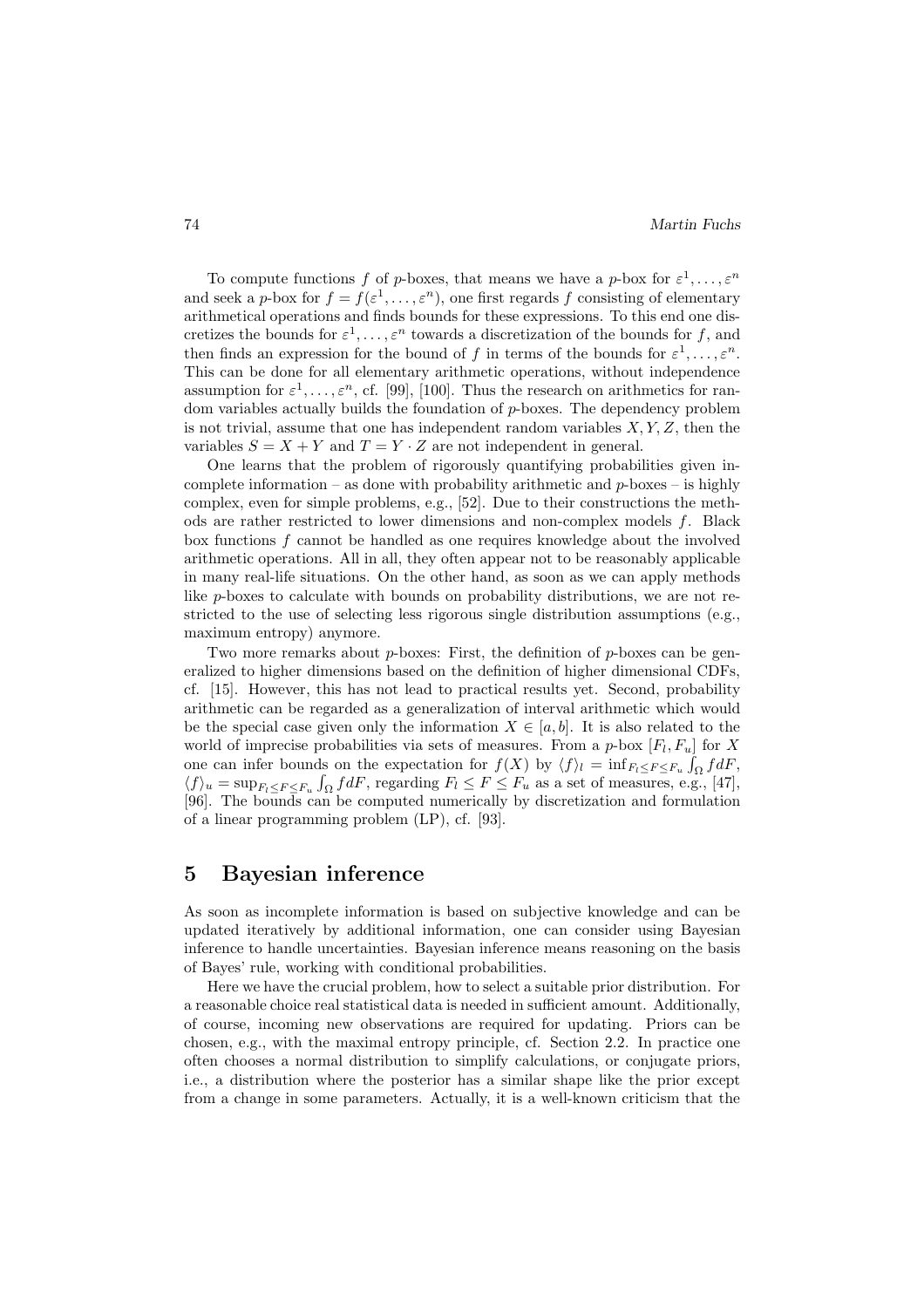To compute functions $f$ of $p$-boxes, that means we have a $p$-box for $\varepsilon^1, \ldots, \varepsilon^n$ and seek a $p$-box for $f = f(\varepsilon^1, \ldots, \varepsilon^n)$, one first regards $f$ consisting of elementary arithmetical operations and finds bounds for these expressions. To this end one discretizes the bounds for $\varepsilon^1, \ldots, \varepsilon^n$ towards a discretization of the bounds for $f$, and then finds an expression for the bound of $f$ in terms of the bounds for $\varepsilon^1, \ldots, \varepsilon^n$. This can be done for all elementary arithmetic operations, without independence assumption for $\varepsilon^1, \ldots, \varepsilon^n$, cf. [99], [100]. Thus the research on arithmetics for random variables actually builds the foundation of $p$-boxes. The dependency problem is not trivial, assume that one has independent random variables $X, Y, Z$, then the variables $S = X + Y$ and $T = Y \cdot Z$ are not independent in general.

One learns that the problem of rigorously quantifying probabilities given incomplete information – as done with probability arithmetic and $p$-boxes – is highly complex, even for simple problems, e.g., [52]. Due to their constructions the methods are rather restricted to lower dimensions and non-complex models $f$. Black box functions $f$ cannot be handled as one requires knowledge about the involved arithmetic operations. All in all, they often appear not to be reasonably applicable in many real-life situations. On the other hand, as soon as we can apply methods like $p$-boxes to calculate with bounds on probability distributions, we are not restricted to the use of selecting less rigorous single distribution assumptions (e.g., maximum entropy) anymore.

Two more remarks about $p$-boxes: First, the definition of $p$-boxes can be generalized to higher dimensions based on the definition of higher dimensional CDFs, cf. [15]. However, this has not lead to practical results yet. Second, probability arithmetic can be regarded as a generalization of interval arithmetic which would be the special case given only the information $X \in [a, b]$. It is also related to the world of imprecise probabilities via sets of measures. From a $p$-box $[F_l, F_u]$ for $X$ one can infer bounds on the expectation for $f(X)$ by $\langle f \rangle_l = \inf_{F_l \leq F \leq F_u} \int_\Omega f dF$, $\langle f \rangle_u = \sup_{F_l \leq F \leq F_u} \int_\Omega f dF$, regarding $F_l \leq F \leq F_u$ as a set of measures, e.g., [47], [96]. The bounds can be computed numerically by discretization and formulation of a linear programming problem (LP), cf. [93].

# 5 Bayesian inference

As soon as incomplete information is based on subjective knowledge and can be updated iteratively by additional information, one can consider using Bayesian inference to handle uncertainties. Bayesian inference means reasoning on the basis of Bayes' rule, working with conditional probabilities.

Here we have the crucial problem, how to select a suitable prior distribution. For a reasonable choice real statistical data is needed in sufficient amount. Additionally, of course, incoming new observations are required for updating. Priors can be chosen, e.g., with the maximal entropy principle, cf. Section 2.2. In practice one often chooses a normal distribution to simplify calculations, or conjugate priors, i.e., a distribution where the posterior has a similar shape like the prior except from a change in some parameters. Actually, it is a well-known criticism that the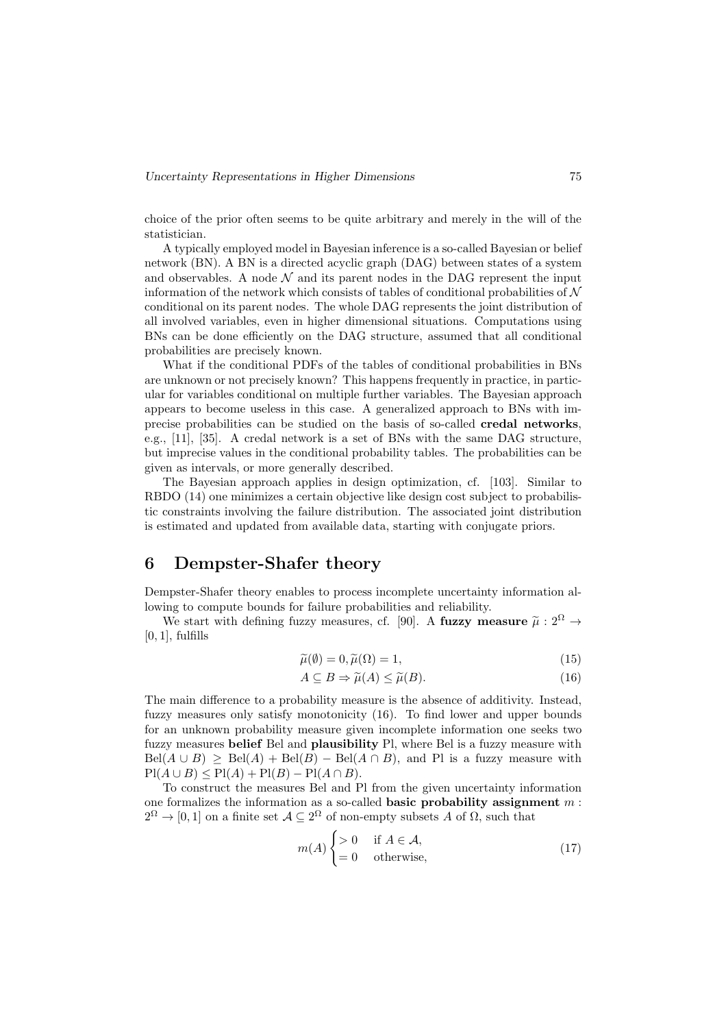choice of the prior often seems to be quite arbitrary and merely in the will of the statistician.

A typically employed model in Bayesian inference is a so-called Bayesian or belief network (BN). A BN is a directed acyclic graph (DAG) between states of a system and observables. A node $\mathcal{N}$ and its parent nodes in the DAG represent the input information of the network which consists of tables of conditional probabilities of $\mathcal{N}$ conditional on its parent nodes. The whole DAG represents the joint distribution of all involved variables, even in higher dimensional situations. Computations using BNs can be done efficiently on the DAG structure, assumed that all conditional probabilities are precisely known.

What if the conditional PDFs of the tables of conditional probabilities in BNs are unknown or not precisely known? This happens frequently in practice, in particular for variables conditional on multiple further variables. The Bayesian approach appears to become useless in this case. A generalized approach to BNs with imprecise probabilities can be studied on the basis of so-called **credal networks**, e.g., [11], [35]. A credal network is a set of BNs with the same DAG structure, but imprecise values in the conditional probability tables. The probabilities can be given as intervals, or more generally described.

The Bayesian approach applies in design optimization, cf. [103]. Similar to RBDO (14) one minimizes a certain objective like design cost subject to probabilistic constraints involving the failure distribution. The associated joint distribution is estimated and updated from available data, starting with conjugate priors.

# 6 Dempster-Shafer theory

Dempster-Shafer theory enables to process incomplete uncertainty information allowing to compute bounds for failure probabilities and reliability.

We start with defining fuzzy measures, cf. [90]. A **fuzzy measure** $\widetilde{\mu} : 2^{\Omega} \to [0,1]$, fulfills

$$\widetilde{\mu}(\emptyset) = 0, \widetilde{\mu}(\Omega) = 1, \tag{15}$$

$$A \subseteq B \Rightarrow \widetilde{\mu}(A) \leq \widetilde{\mu}(B). \tag{16}$$

The main difference to a probability measure is the absence of additivity. Instead, fuzzy measures only satisfy monotonicity (16). To find lower and upper bounds for an unknown probability measure given incomplete information one seeks two fuzzy measures **belief** Bel and **plausibility** Pl, where Bel is a fuzzy measure with $\mathrm{Bel}(A \cup B) \geq \mathrm{Bel}(A) + \mathrm{Bel}(B) - \mathrm{Bel}(A \cap B)$, and Pl is a fuzzy measure with $\mathrm{Pl}(A \cup B) \leq \mathrm{Pl}(A) + \mathrm{Pl}(B) - \mathrm{Pl}(A \cap B)$.

To construct the measures Bel and Pl from the given uncertainty information one formalizes the information as a so-called **basic probability assignment** $m : 2^{\Omega} \to [0,1]$ on a finite set $\mathcal{A} \subseteq 2^{\Omega}$ of non-empty subsets $A$ of $\Omega$, such that

$$m(A) \begin{cases} > 0 & \text{if } A \in \mathcal{A}, \\ = 0 & \text{otherwise}, \end{cases} \tag{17}$$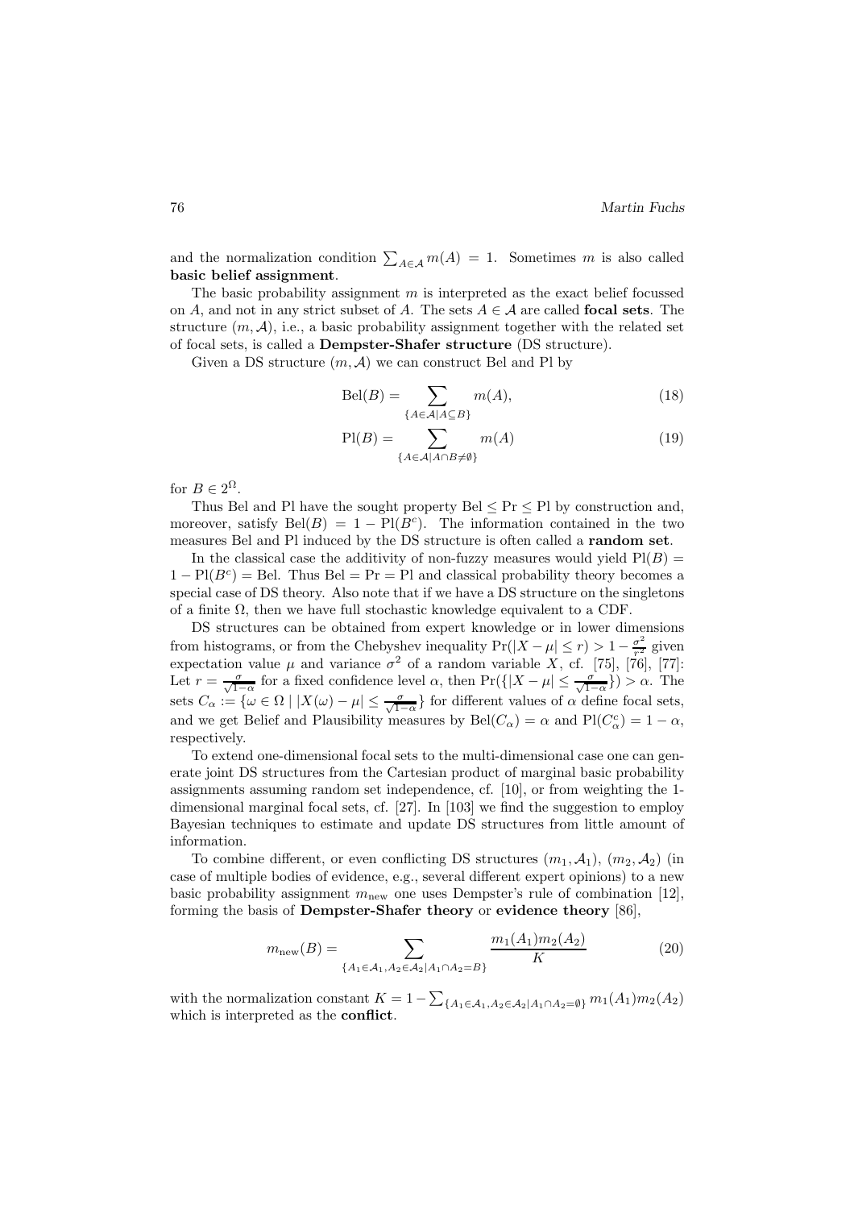and the normalization condition $\sum_{A \in \mathcal{A}} m(A) = 1$. Sometimes $m$ is also called **basic belief assignment**.

The basic probability assignment $m$ is interpreted as the exact belief focussed on $A$, and not in any strict subset of $A$. The sets $A \in \mathcal{A}$ are called **focal sets**. The structure $(m, \mathcal{A})$, i.e., a basic probability assignment together with the related set of focal sets, is called a **Dempster-Shafer structure** (DS structure).

Given a DS structure $(m, \mathcal{A})$ we can construct Bel and Pl by

$$\mathrm{Bel}(B) = \sum_{\{A \in \mathcal{A} | A \subseteq B\}} m(A), \tag{18}$$

$$\mathrm{Pl}(B) = \sum_{\{A \in \mathcal{A} | A \cap B \neq \emptyset\}} m(A) \tag{19}$$

for $B \in 2^{\Omega}$.

Thus Bel and Pl have the sought property $\mathrm{Bel} \leq \mathrm{Pr} \leq \mathrm{Pl}$ by construction and, moreover, satisfy $\mathrm{Bel}(B) = 1 - \mathrm{Pl}(B^c)$. The information contained in the two measures Bel and Pl induced by the DS structure is often called a **random set**.

In the classical case the additivity of non-fuzzy measures would yield $\mathrm{Pl}(B) = 1 - \mathrm{Pl}(B^c) = \mathrm{Bel}$. Thus $\mathrm{Bel} = \mathrm{Pr} = \mathrm{Pl}$ and classical probability theory becomes a special case of DS theory. Also note that if we have a DS structure on the singletons of a finite $\Omega$, then we have full stochastic knowledge equivalent to a CDF.

DS structures can be obtained from expert knowledge or in lower dimensions from histograms, or from the Chebyshev inequality $\Pr(|X - \mu| \leq r) > 1 - \frac{\sigma^2}{r^2}$ given expectation value $\mu$ and variance $\sigma^2$ of a random variable $X$, cf. [75], [76], [77]: Let $r = \frac{\sigma}{\sqrt{1-\alpha}}$ for a fixed confidence level $\alpha$, then $\Pr(\{|X - \mu| \leq \frac{\sigma}{\sqrt{1-\alpha}}\}) > \alpha$. The sets $C_\alpha := \{\omega \in \Omega \mid |X(\omega) - \mu| \leq \frac{\sigma}{\sqrt{1-\alpha}}\}$ for different values of $\alpha$ define focal sets, and we get Belief and Plausibility measures by $\mathrm{Bel}(C_\alpha) = \alpha$ and $\mathrm{Pl}(C_\alpha^c) = 1 - \alpha$, respectively.

To extend one-dimensional focal sets to the multi-dimensional case one can generate joint DS structures from the Cartesian product of marginal basic probability assignments assuming random set independence, cf. [10], or from weighting the 1-dimensional marginal focal sets, cf. [27]. In [103] we find the suggestion to employ Bayesian techniques to estimate and update DS structures from little amount of information.

To combine different, or even conflicting DS structures $(m_1, \mathcal{A}_1)$, $(m_2, \mathcal{A}_2)$ (in case of multiple bodies of evidence, e.g., several different expert opinions) to a new basic probability assignment $m_{\mathrm{new}}$ one uses Dempster's rule of combination [12], forming the basis of **Dempster-Shafer theory** or **evidence theory** [86],

$$m_{\mathrm{new}}(B) = \sum_{\{A_1 \in \mathcal{A}_1, A_2 \in \mathcal{A}_2 | A_1 \cap A_2 = B\}} \frac{m_1(A_1) m_2(A_2)}{K} \tag{20}$$

with the normalization constant $K = 1 - \sum_{\{A_1 \in \mathcal{A}_1, A_2 \in \mathcal{A}_2 | A_1 \cap A_2 = \emptyset\}} m_1(A_1) m_2(A_2)$ which is interpreted as the **conflict**.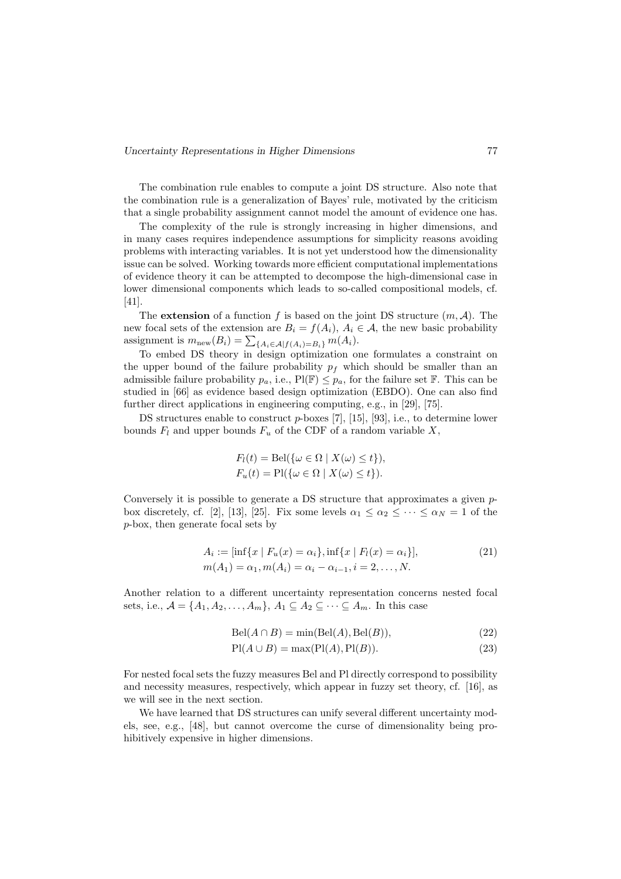The combination rule enables to compute a joint DS structure. Also note that the combination rule is a generalization of Bayes' rule, motivated by the criticism that a single probability assignment cannot model the amount of evidence one has.

The complexity of the rule is strongly increasing in higher dimensions, and in many cases requires independence assumptions for simplicity reasons avoiding problems with interacting variables. It is not yet understood how the dimensionality issue can be solved. Working towards more efficient computational implementations of evidence theory it can be attempted to decompose the high-dimensional case in lower dimensional components which leads to so-called compositional models, cf. [41].

The **extension** of a function $f$ is based on the joint DS structure $(m, \mathcal{A})$. The new focal sets of the extension are $B_i = f(A_i)$, $A_i \in \mathcal{A}$, the new basic probability assignment is $m_{\text{new}}(B_i) = \sum_{\{A_i \in \mathcal{A} | f(A_i) = B_i\}} m(A_i)$.

To embed DS theory in design optimization one formulates a constraint on the upper bound of the failure probability $p_f$ which should be smaller than an admissible failure probability $p_a$, i.e., $\text{Pl}(\mathbb{F}) \leq p_a$, for the failure set $\mathbb{F}$. This can be studied in [66] as evidence based design optimization (EBDO). One can also find further direct applications in engineering computing, e.g., in [29], [75].

DS structures enable to construct $p$-boxes [7], [15], [93], i.e., to determine lower bounds $F_l$ and upper bounds $F_u$ of the CDF of a random variable $X$,

$$
\begin{aligned}
F_l(t) &= \text{Bel}(\{\omega \in \Omega \mid X(\omega) \leq t\}), \\
F_u(t) &= \text{Pl}(\{\omega \in \Omega \mid X(\omega) \leq t\}).
\end{aligned}
$$

Conversely it is possible to generate a DS structure that approximates a given $p$-box discretely, cf. [2], [13], [25]. Fix some levels $\alpha_1 \leq \alpha_2 \leq \cdots \leq \alpha_N = 1$ of the $p$-box, then generate focal sets by

$$
\begin{aligned}
A_i &:= [\inf\{x \mid F_u(x) = \alpha_i\}, \inf\{x \mid F_l(x) = \alpha_i\}], \\
m(A_1) &= \alpha_1, m(A_i) = \alpha_i - \alpha_{i-1}, i = 2, \ldots, N.
\end{aligned}
\tag{21}
$$

Another relation to a different uncertainty representation concerns nested focal sets, i.e., $\mathcal{A} = \{A_1, A_2, \ldots, A_m\}$, $A_1 \subseteq A_2 \subseteq \cdots \subseteq A_m$. In this case

$$
\text{Bel}(A \cap B) = \min(\text{Bel}(A), \text{Bel}(B)), \tag{22}
$$

$$
\text{Pl}(A \cup B) = \max(\text{Pl}(A), \text{Pl}(B)). \tag{23}
$$

For nested focal sets the fuzzy measures Bel and Pl directly correspond to possibility and necessity measures, respectively, which appear in fuzzy set theory, cf. [16], as we will see in the next section.

We have learned that DS structures can unify several different uncertainty models, see, e.g., [48], but cannot overcome the curse of dimensionality being prohibitively expensive in higher dimensions.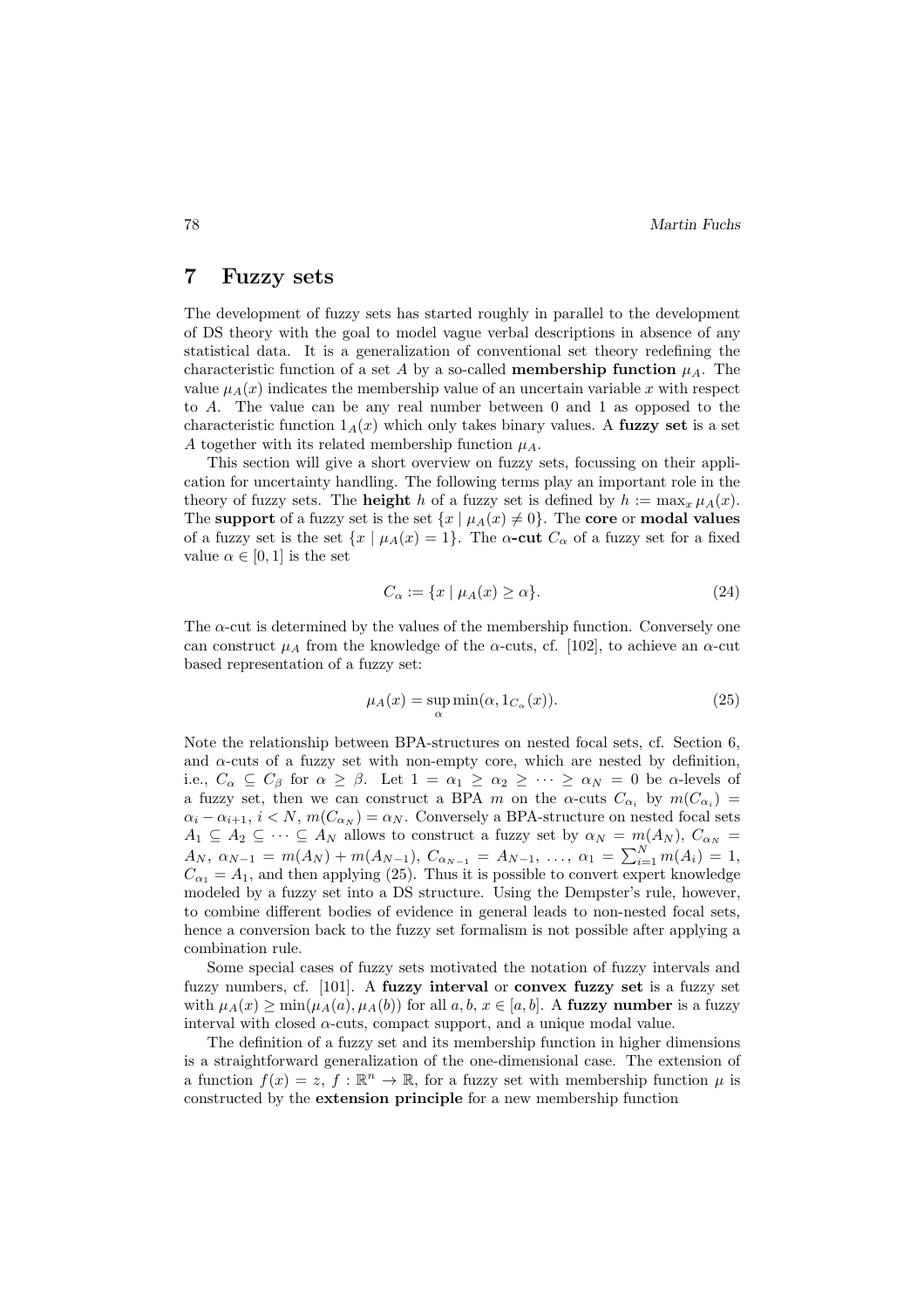## 7 Fuzzy sets

The development of fuzzy sets has started roughly in parallel to the development of DS theory with the goal to model vague verbal descriptions in absence of any statistical data. It is a generalization of conventional set theory redefining the characteristic function of a set $A$ by a so-called **membership function** $\mu_A$. The value $\mu_A(x)$ indicates the membership value of an uncertain variable $x$ with respect to $A$. The value can be any real number between 0 and 1 as opposed to the characteristic function $1_A(x)$ which only takes binary values. A **fuzzy set** is a set $A$ together with its related membership function $\mu_A$.

This section will give a short overview on fuzzy sets, focussing on their application for uncertainty handling. The following terms play an important role in the theory of fuzzy sets. The **height** $h$ of a fuzzy set is defined by $h := \max_x \mu_A(x)$. The **support** of a fuzzy set is the set $\{x \mid \mu_A(x) \neq 0\}$. The **core** or **modal values** of a fuzzy set is the set $\{x \mid \mu_A(x) = 1\}$. The **$\alpha$-cut** $C_\alpha$ of a fuzzy set for a fixed value $\alpha \in [0, 1]$ is the set

$$C_\alpha := \{x \mid \mu_A(x) \geq \alpha\}. \tag{24}$$

The $\alpha$-cut is determined by the values of the membership function. Conversely one can construct $\mu_A$ from the knowledge of the $\alpha$-cuts, cf. [102], to achieve an $\alpha$-cut based representation of a fuzzy set:

$$\mu_A(x) = \sup_\alpha \min(\alpha, 1_{C_\alpha}(x)). \tag{25}$$

Note the relationship between BPA-structures on nested focal sets, cf. Section 6, and $\alpha$-cuts of a fuzzy set with non-empty core, which are nested by definition, i.e., $C_\alpha \subseteq C_\beta$ for $\alpha \geq \beta$. Let $1 = \alpha_1 \geq \alpha_2 \geq \cdots \geq \alpha_N = 0$ be $\alpha$-levels of a fuzzy set, then we can construct a BPA $m$ on the $\alpha$-cuts $C_{\alpha_i}$ by $m(C_{\alpha_i}) = \alpha_i - \alpha_{i+1}$, $i < N$, $m(C_{\alpha_N}) = \alpha_N$. Conversely a BPA-structure on nested focal sets $A_1 \subseteq A_2 \subseteq \cdots \subseteq A_N$ allows to construct a fuzzy set by $\alpha_N = m(A_N)$, $C_{\alpha_N} = A_N$, $\alpha_{N-1} = m(A_N) + m(A_{N-1})$, $C_{\alpha_{N-1}} = A_{N-1}$, $\ldots$, $\alpha_1 = \sum_{i=1}^N m(A_i) = 1$, $C_{\alpha_1} = A_1$, and then applying (25). Thus it is possible to convert expert knowledge modeled by a fuzzy set into a DS structure. Using the Dempster's rule, however, to combine different bodies of evidence in general leads to non-nested focal sets, hence a conversion back to the fuzzy set formalism is not possible after applying a combination rule.

Some special cases of fuzzy sets motivated the notation of fuzzy intervals and fuzzy numbers, cf. [101]. A **fuzzy interval** or **convex fuzzy set** is a fuzzy set with $\mu_A(x) \geq \min(\mu_A(a), \mu_A(b))$ for all $a, b, x \in [a, b]$. A **fuzzy number** is a fuzzy interval with closed $\alpha$-cuts, compact support, and a unique modal value.

The definition of a fuzzy set and its membership function in higher dimensions is a straightforward generalization of the one-dimensional case. The extension of a function $f(x) = z$, $f : \mathbb{R}^n \to \mathbb{R}$, for a fuzzy set with membership function $\mu$ is constructed by the **extension principle** for a new membership function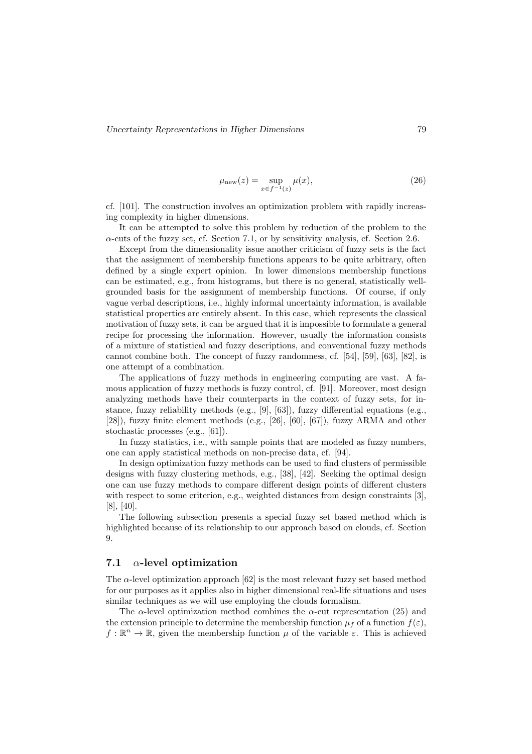$$\mu_{\text{new}}(z) = \sup_{x \in f^{-1}(z)} \mu(x), \tag{26}$$

cf. [101]. The construction involves an optimization problem with rapidly increasing complexity in higher dimensions.

It can be attempted to solve this problem by reduction of the problem to the $\alpha$-cuts of the fuzzy set, cf. Section 7.1, or by sensitivity analysis, cf. Section 2.6.

Except from the dimensionality issue another criticism of fuzzy sets is the fact that the assignment of membership functions appears to be quite arbitrary, often defined by a single expert opinion. In lower dimensions membership functions can be estimated, e.g., from histograms, but there is no general, statistically well-grounded basis for the assignment of membership functions. Of course, if only vague verbal descriptions, i.e., highly informal uncertainty information, is available statistical properties are entirely absent. In this case, which represents the classical motivation of fuzzy sets, it can be argued that it is impossible to formulate a general recipe for processing the information. However, usually the information consists of a mixture of statistical and fuzzy descriptions, and conventional fuzzy methods cannot combine both. The concept of fuzzy randomness, cf. [54], [59], [63], [82], is one attempt of a combination.

The applications of fuzzy methods in engineering computing are vast. A famous application of fuzzy methods is fuzzy control, cf. [91]. Moreover, most design analyzing methods have their counterparts in the context of fuzzy sets, for instance, fuzzy reliability methods (e.g., [9], [63]), fuzzy differential equations (e.g., [28]), fuzzy finite element methods (e.g., [26], [60], [67]), fuzzy ARMA and other stochastic processes (e.g., [61]).

In fuzzy statistics, i.e., with sample points that are modeled as fuzzy numbers, one can apply statistical methods on non-precise data, cf. [94].

In design optimization fuzzy methods can be used to find clusters of permissible designs with fuzzy clustering methods, e.g., [38], [42]. Seeking the optimal design one can use fuzzy methods to compare different design points of different clusters with respect to some criterion, e.g., weighted distances from design constraints [3], [8], [40].

The following subsection presents a special fuzzy set based method which is highlighted because of its relationship to our approach based on clouds, cf. Section 9.

## 7.1 $\alpha$-level optimization

The $\alpha$-level optimization approach [62] is the most relevant fuzzy set based method for our purposes as it applies also in higher dimensional real-life situations and uses similar techniques as we will use employing the clouds formalism.

The $\alpha$-level optimization method combines the $\alpha$-cut representation (25) and the extension principle to determine the membership function $\mu_f$ of a function $f(\varepsilon)$, $f : \mathbb{R}^n \to \mathbb{R}$, given the membership function $\mu$ of the variable $\varepsilon$. This is achieved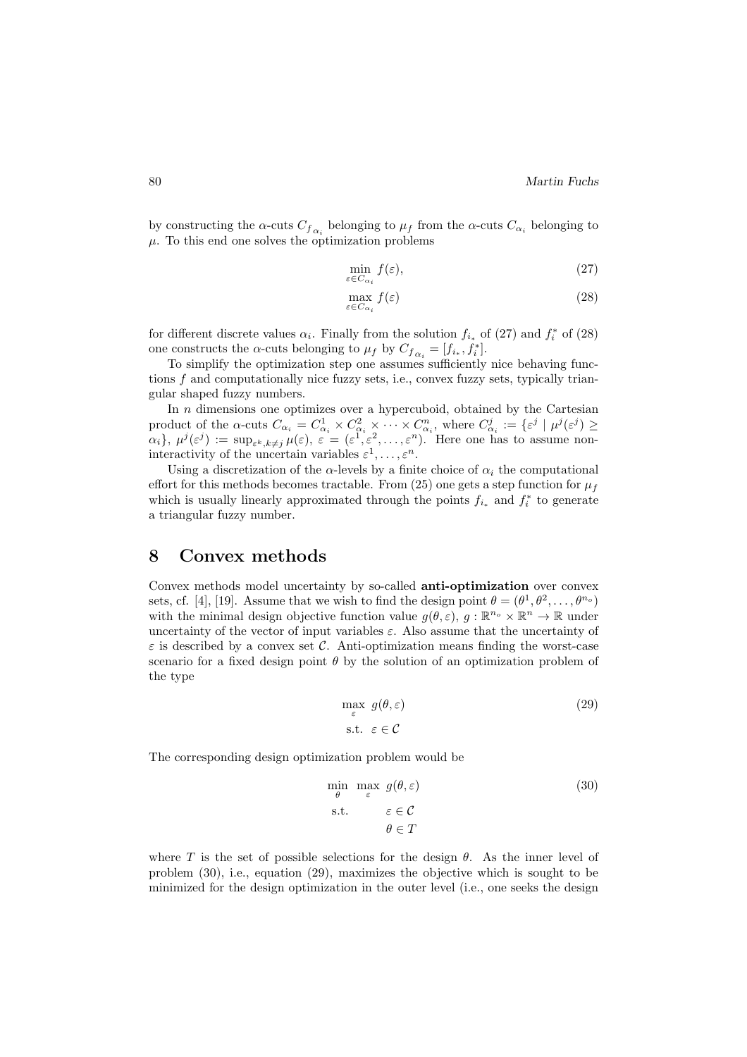by constructing the $\alpha$-cuts $C_{f_{\alpha_i}}$ belonging to $\mu_f$ from the $\alpha$-cuts $C_{\alpha_i}$ belonging to $\mu$. To this end one solves the optimization problems

$$\min_{\varepsilon \in C_{\alpha_i}} f(\varepsilon), \tag{27}$$

$$\max_{\varepsilon \in C_{\alpha_i}} f(\varepsilon) \tag{28}$$

for different discrete values $\alpha_i$. Finally from the solution $f_{i_*}$ of (27) and $f_i^*$ of (28) one constructs the $\alpha$-cuts belonging to $\mu_f$ by $C_{f_{\alpha_i}} = [f_{i_*}, f_i^*]$.

To simplify the optimization step one assumes sufficiently nice behaving functions $f$ and computationally nice fuzzy sets, i.e., convex fuzzy sets, typically triangular shaped fuzzy numbers.

In $n$ dimensions one optimizes over a hypercuboid, obtained by the Cartesian product of the $\alpha$-cuts $C_{\alpha_i} = C^1_{\alpha_i} \times C^2_{\alpha_i} \times \cdots \times C^n_{\alpha_i}$, where $C^j_{\alpha_i} := \{\varepsilon^j \mid \mu^j(\varepsilon^j) \geq \alpha_i\}$, $\mu^j(\varepsilon^j) := \sup_{\varepsilon^k, k \neq j} \mu(\varepsilon)$, $\varepsilon = (\varepsilon^1, \varepsilon^2, \ldots, \varepsilon^n)$. Here one has to assume non-interactivity of the uncertain variables $\varepsilon^1, \ldots, \varepsilon^n$.

Using a discretization of the $\alpha$-levels by a finite choice of $\alpha_i$ the computational effort for this methods becomes tractable. From (25) one gets a step function for $\mu_f$ which is usually linearly approximated through the points $f_{i_*}$ and $f_i^*$ to generate a triangular fuzzy number.

# 8 Convex methods

Convex methods model uncertainty by so-called **anti-optimization** over convex sets, cf. [4], [19]. Assume that we wish to find the design point $\theta = (\theta^1, \theta^2, \ldots, \theta^{n_o})$ with the minimal design objective function value $g(\theta, \varepsilon)$, $g : \mathbb{R}^{n_o} \times \mathbb{R}^n \to \mathbb{R}$ under uncertainty of the vector of input variables $\varepsilon$. Also assume that the uncertainty of $\varepsilon$ is described by a convex set $\mathcal{C}$. Anti-optimization means finding the worst-case scenario for a fixed design point $\theta$ by the solution of an optimization problem of the type

$$\begin{aligned} \max_{\varepsilon} \ & g(\theta, \varepsilon) \\ \text{s.t.} \ & \varepsilon \in \mathcal{C} \end{aligned} \tag{29}$$

The corresponding design optimization problem would be

$$\begin{aligned} \min_{\theta} \ \max_{\varepsilon} \ & g(\theta, \varepsilon) \\ \text{s.t.} \quad & \varepsilon \in \mathcal{C} \\ & \theta \in T \end{aligned} \tag{30}$$

where $T$ is the set of possible selections for the design $\theta$. As the inner level of problem (30), i.e., equation (29), maximizes the objective which is sought to be minimized for the design optimization in the outer level (i.e., one seeks the design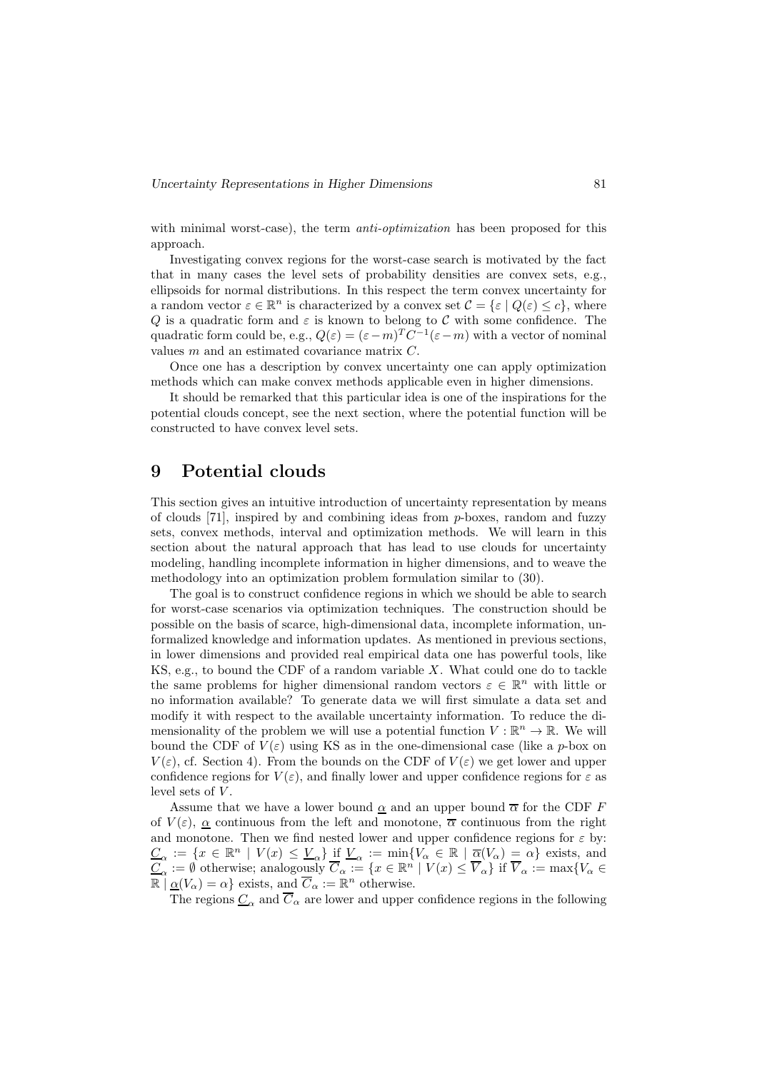with minimal worst-case), the term *anti-optimization* has been proposed for this approach.

Investigating convex regions for the worst-case search is motivated by the fact that in many cases the level sets of probability densities are convex sets, e.g., ellipsoids for normal distributions. In this respect the term convex uncertainty for a random vector $\varepsilon \in \mathbb{R}^n$ is characterized by a convex set $\mathcal{C} = \{\varepsilon \mid Q(\varepsilon) \leq c\}$, where $Q$ is a quadratic form and $\varepsilon$ is known to belong to $\mathcal{C}$ with some confidence. The quadratic form could be, e.g., $Q(\varepsilon) = (\varepsilon - m)^T C^{-1}(\varepsilon - m)$ with a vector of nominal values $m$ and an estimated covariance matrix $C$.

Once one has a description by convex uncertainty one can apply optimization methods which can make convex methods applicable even in higher dimensions.

It should be remarked that this particular idea is one of the inspirations for the potential clouds concept, see the next section, where the potential function will be constructed to have convex level sets.

# 9 Potential clouds

This section gives an intuitive introduction of uncertainty representation by means of clouds [71], inspired by and combining ideas from $p$-boxes, random and fuzzy sets, convex methods, interval and optimization methods. We will learn in this section about the natural approach that has lead to use clouds for uncertainty modeling, handling incomplete information in higher dimensions, and to weave the methodology into an optimization problem formulation similar to (30).

The goal is to construct confidence regions in which we should be able to search for worst-case scenarios via optimization techniques. The construction should be possible on the basis of scarce, high-dimensional data, incomplete information, unformalized knowledge and information updates. As mentioned in previous sections, in lower dimensions and provided real empirical data one has powerful tools, like KS, e.g., to bound the CDF of a random variable $X$. What could one do to tackle the same problems for higher dimensional random vectors $\varepsilon \in \mathbb{R}^n$ with little or no information available? To generate data we will first simulate a data set and modify it with respect to the available uncertainty information. To reduce the dimensionality of the problem we will use a potential function $V : \mathbb{R}^n \to \mathbb{R}$. We will bound the CDF of $V(\varepsilon)$ using KS as in the one-dimensional case (like a $p$-box on $V(\varepsilon)$, cf. Section 4). From the bounds on the CDF of $V(\varepsilon)$ we get lower and upper confidence regions for $V(\varepsilon)$, and finally lower and upper confidence regions for $\varepsilon$ as level sets of $V$.

Assume that we have a lower bound $\underline{\alpha}$ and an upper bound $\overline{\alpha}$ for the CDF $F$ of $V(\varepsilon)$, $\underline{\alpha}$ continuous from the left and monotone, $\overline{\alpha}$ continuous from the right and monotone. Then we find nested lower and upper confidence regions for $\varepsilon$ by: $\underline{C}_\alpha := \{x \in \mathbb{R}^n \mid V(x) \leq \underline{V}_\alpha\}$ if $\underline{V}_\alpha := \min\{V_\alpha \in \mathbb{R} \mid \overline{\alpha}(V_\alpha) = \alpha\}$ exists, and $\underline{C}_\alpha := \emptyset$ otherwise; analogously $\overline{C}_\alpha := \{x \in \mathbb{R}^n \mid V(x) \leq \overline{V}_\alpha\}$ if $\overline{V}_\alpha := \max\{V_\alpha \in \mathbb{R} \mid \underline{\alpha}(V_\alpha) = \alpha\}$ exists, and $\overline{C}_\alpha := \mathbb{R}^n$ otherwise.

The regions $\underline{C}_\alpha$ and $\overline{C}_\alpha$ are lower and upper confidence regions in the following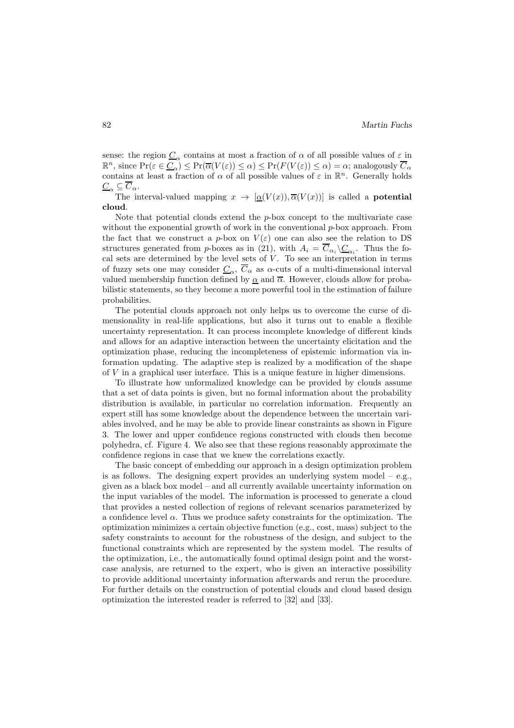sense: the region $\underline{C}_\alpha$ contains at most a fraction of $\alpha$ of all possible values of $\varepsilon$ in $\mathbb{R}^n$, since $\Pr(\varepsilon \in \underline{C}_\alpha) \leq \Pr(\overline{\alpha}(V(\varepsilon)) \leq \alpha) \leq \Pr(F(V(\varepsilon)) \leq \alpha) = \alpha$; analogously $\overline{C}_\alpha$ contains at least a fraction of $\alpha$ of all possible values of $\varepsilon$ in $\mathbb{R}^n$. Generally holds $\underline{C}_\alpha \subseteq \overline{C}_\alpha$.

The interval-valued mapping $x \to [\underline{\alpha}(V(x)), \overline{\alpha}(V(x))]$ is called a **potential cloud**.

Note that potential clouds extend the $p$-box concept to the multivariate case without the exponential growth of work in the conventional $p$-box approach. From the fact that we construct a $p$-box on $V(\varepsilon)$ one can also see the relation to DS structures generated from $p$-boxes as in (21), with $A_i = \overline{C}_{\alpha_i} \backslash \underline{C}_{\alpha_i}$. Thus the focal sets are determined by the level sets of $V$. To see an interpretation in terms of fuzzy sets one may consider $\underline{C}_\alpha$, $\overline{C}_\alpha$ as $\alpha$-cuts of a multi-dimensional interval valued membership function defined by $\underline{\alpha}$ and $\overline{\alpha}$. However, clouds allow for probabilistic statements, so they become a more powerful tool in the estimation of failure probabilities.

The potential clouds approach not only helps us to overcome the curse of dimensionality in real-life applications, but also it turns out to enable a flexible uncertainty representation. It can process incomplete knowledge of different kinds and allows for an adaptive interaction between the uncertainty elicitation and the optimization phase, reducing the incompleteness of epistemic information via information updating. The adaptive step is realized by a modification of the shape of $V$ in a graphical user interface. This is a unique feature in higher dimensions.

To illustrate how unformalized knowledge can be provided by clouds assume that a set of data points is given, but no formal information about the probability distribution is available, in particular no correlation information. Frequently an expert still has some knowledge about the dependence between the uncertain variables involved, and he may be able to provide linear constraints as shown in Figure 3. The lower and upper confidence regions constructed with clouds then become polyhedra, cf. Figure 4. We also see that these regions reasonably approximate the confidence regions in case that we knew the correlations exactly.

The basic concept of embedding our approach in a design optimization problem is as follows. The designing expert provides an underlying system model – e.g., given as a black box model – and all currently available uncertainty information on the input variables of the model. The information is processed to generate a cloud that provides a nested collection of regions of relevant scenarios parameterized by a confidence level $\alpha$. Thus we produce safety constraints for the optimization. The optimization minimizes a certain objective function (e.g., cost, mass) subject to the safety constraints to account for the robustness of the design, and subject to the functional constraints which are represented by the system model. The results of the optimization, i.e., the automatically found optimal design point and the worst-case analysis, are returned to the expert, who is given an interactive possibility to provide additional uncertainty information afterwards and rerun the procedure. For further details on the construction of potential clouds and cloud based design optimization the interested reader is referred to [32] and [33].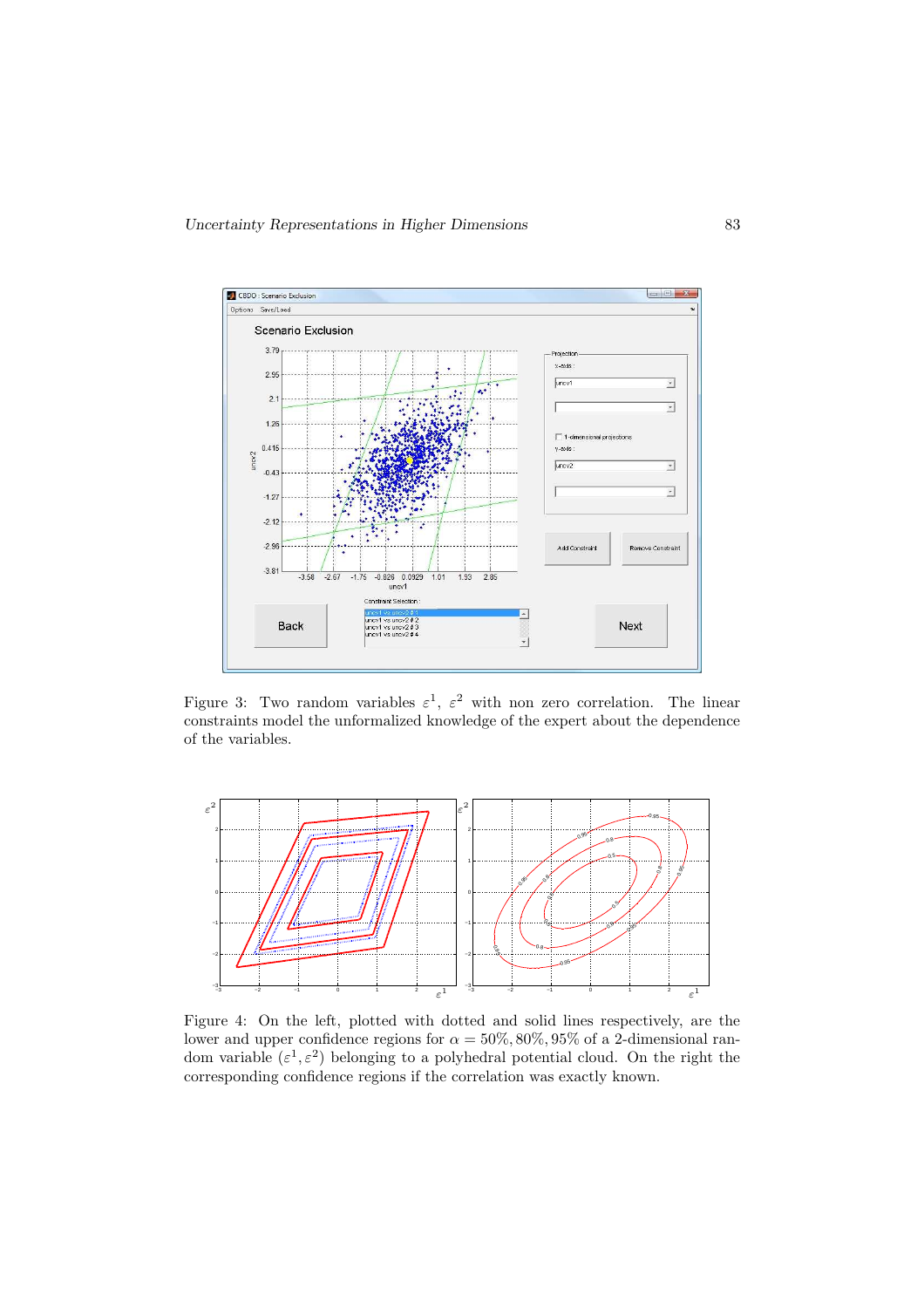Figure 3: Two random variables $\varepsilon^1$, $\varepsilon^2$ with non zero correlation. The linear constraints model the unformalized knowledge of the expert about the dependence of the variables.

Figure 4: On the left, plotted with dotted and solid lines respectively, are the lower and upper confidence regions for $\alpha = 50\%, 80\%, 95\%$ of a 2-dimensional random variable $(\varepsilon^1, \varepsilon^2)$ belonging to a polyhedral potential cloud. On the right the corresponding confidence regions if the correlation was exactly known.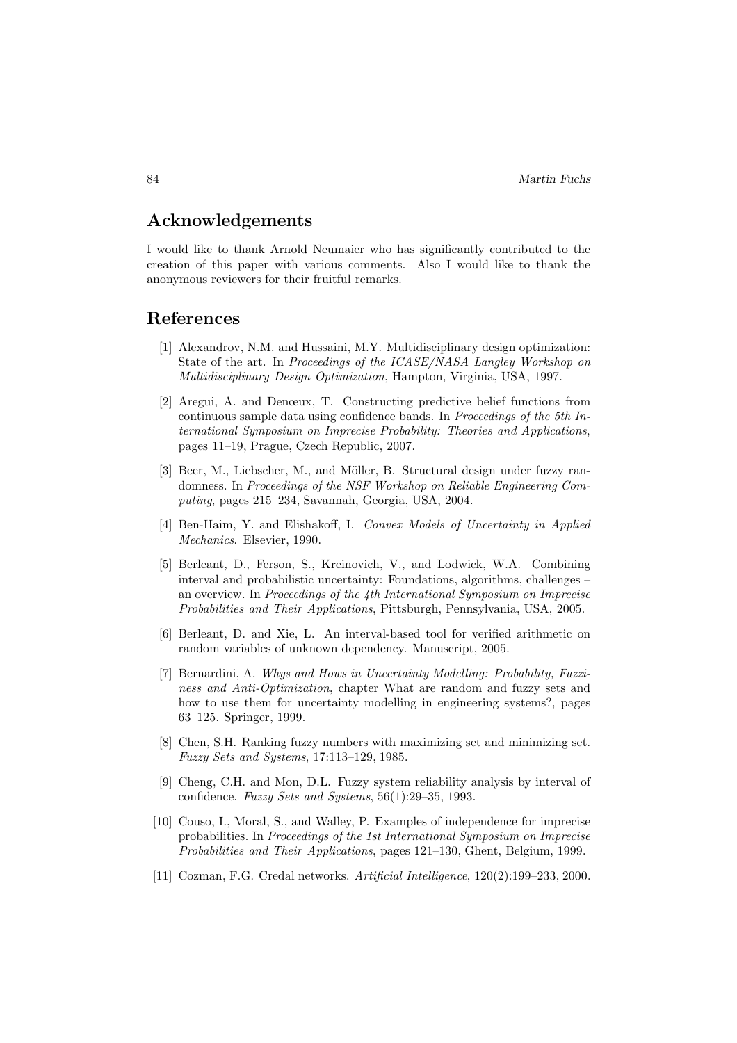## Acknowledgements

I would like to thank Arnold Neumaier who has significantly contributed to the creation of this paper with various comments. Also I would like to thank the anonymous reviewers for their fruitful remarks.

## References

[1] Alexandrov, N.M. and Hussaini, M.Y. Multidisciplinary design optimization: State of the art. In *Proceedings of the ICASE/NASA Langley Workshop on Multidisciplinary Design Optimization*, Hampton, Virginia, USA, 1997.

[2] Aregui, A. and Denœux, T. Constructing predictive belief functions from continuous sample data using confidence bands. In *Proceedings of the 5th International Symposium on Imprecise Probability: Theories and Applications*, pages 11–19, Prague, Czech Republic, 2007.

[3] Beer, M., Liebscher, M., and Möller, B. Structural design under fuzzy randomness. In *Proceedings of the NSF Workshop on Reliable Engineering Computing*, pages 215–234, Savannah, Georgia, USA, 2004.

[4] Ben-Haim, Y. and Elishakoff, I. *Convex Models of Uncertainty in Applied Mechanics*. Elsevier, 1990.

[5] Berleant, D., Ferson, S., Kreinovich, V., and Lodwick, W.A. Combining interval and probabilistic uncertainty: Foundations, algorithms, challenges – an overview. In *Proceedings of the 4th International Symposium on Imprecise Probabilities and Their Applications*, Pittsburgh, Pennsylvania, USA, 2005.

[6] Berleant, D. and Xie, L. An interval-based tool for verified arithmetic on random variables of unknown dependency. Manuscript, 2005.

[7] Bernardini, A. *Whys and Hows in Uncertainty Modelling: Probability, Fuzziness and Anti-Optimization*, chapter What are random and fuzzy sets and how to use them for uncertainty modelling in engineering systems?, pages 63–125. Springer, 1999.

[8] Chen, S.H. Ranking fuzzy numbers with maximizing set and minimizing set. *Fuzzy Sets and Systems*, 17:113–129, 1985.

[9] Cheng, C.H. and Mon, D.L. Fuzzy system reliability analysis by interval of confidence. *Fuzzy Sets and Systems*, 56(1):29–35, 1993.

[10] Couso, I., Moral, S., and Walley, P. Examples of independence for imprecise probabilities. In *Proceedings of the 1st International Symposium on Imprecise Probabilities and Their Applications*, pages 121–130, Ghent, Belgium, 1999.

[11] Cozman, F.G. Credal networks. *Artificial Intelligence*, 120(2):199–233, 2000.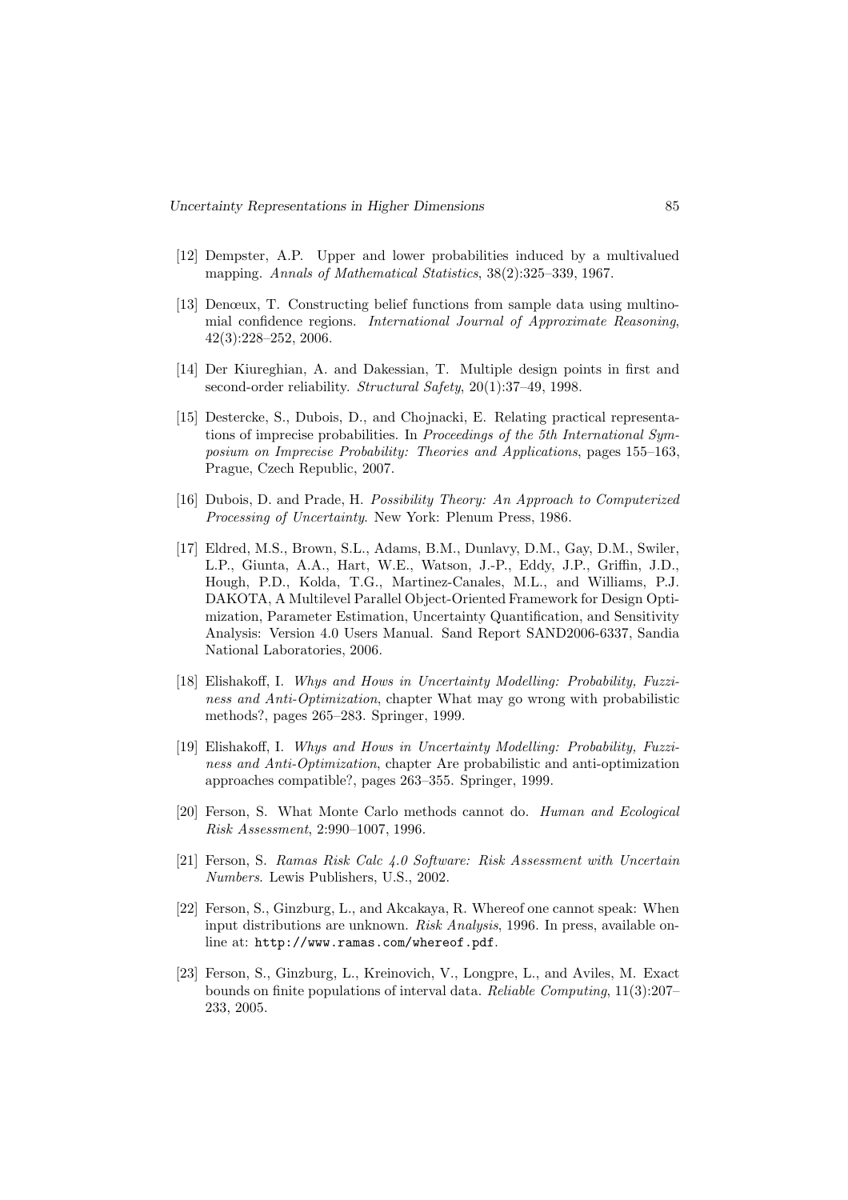[12] Dempster, A.P. Upper and lower probabilities induced by a multivalued mapping. *Annals of Mathematical Statistics*, 38(2):325–339, 1967.

[13] Denœux, T. Constructing belief functions from sample data using multinomial confidence regions. *International Journal of Approximate Reasoning*, 42(3):228–252, 2006.

[14] Der Kiureghian, A. and Dakessian, T. Multiple design points in first and second-order reliability. *Structural Safety*, 20(1):37–49, 1998.

[15] Destercke, S., Dubois, D., and Chojnacki, E. Relating practical representations of imprecise probabilities. In *Proceedings of the 5th International Symposium on Imprecise Probability: Theories and Applications*, pages 155–163, Prague, Czech Republic, 2007.

[16] Dubois, D. and Prade, H. *Possibility Theory: An Approach to Computerized Processing of Uncertainty*. New York: Plenum Press, 1986.

[17] Eldred, M.S., Brown, S.L., Adams, B.M., Dunlavy, D.M., Gay, D.M., Swiler, L.P., Giunta, A.A., Hart, W.E., Watson, J.-P., Eddy, J.P., Griffin, J.D., Hough, P.D., Kolda, T.G., Martinez-Canales, M.L., and Williams, P.J. DAKOTA, A Multilevel Parallel Object-Oriented Framework for Design Optimization, Parameter Estimation, Uncertainty Quantification, and Sensitivity Analysis: Version 4.0 Users Manual. Sand Report SAND2006-6337, Sandia National Laboratories, 2006.

[18] Elishakoff, I. *Whys and Hows in Uncertainty Modelling: Probability, Fuzziness and Anti-Optimization*, chapter What may go wrong with probabilistic methods?, pages 265–283. Springer, 1999.

[19] Elishakoff, I. *Whys and Hows in Uncertainty Modelling: Probability, Fuzziness and Anti-Optimization*, chapter Are probabilistic and anti-optimization approaches compatible?, pages 263–355. Springer, 1999.

[20] Ferson, S. What Monte Carlo methods cannot do. *Human and Ecological Risk Assessment*, 2:990–1007, 1996.

[21] Ferson, S. *Ramas Risk Calc 4.0 Software: Risk Assessment with Uncertain Numbers*. Lewis Publishers, U.S., 2002.

[22] Ferson, S., Ginzburg, L., and Akcakaya, R. Whereof one cannot speak: When input distributions are unknown. *Risk Analysis*, 1996. In press, available online at: `http://www.ramas.com/whereof.pdf`.

[23] Ferson, S., Ginzburg, L., Kreinovich, V., Longpre, L., and Aviles, M. Exact bounds on finite populations of interval data. *Reliable Computing*, 11(3):207–233, 2005.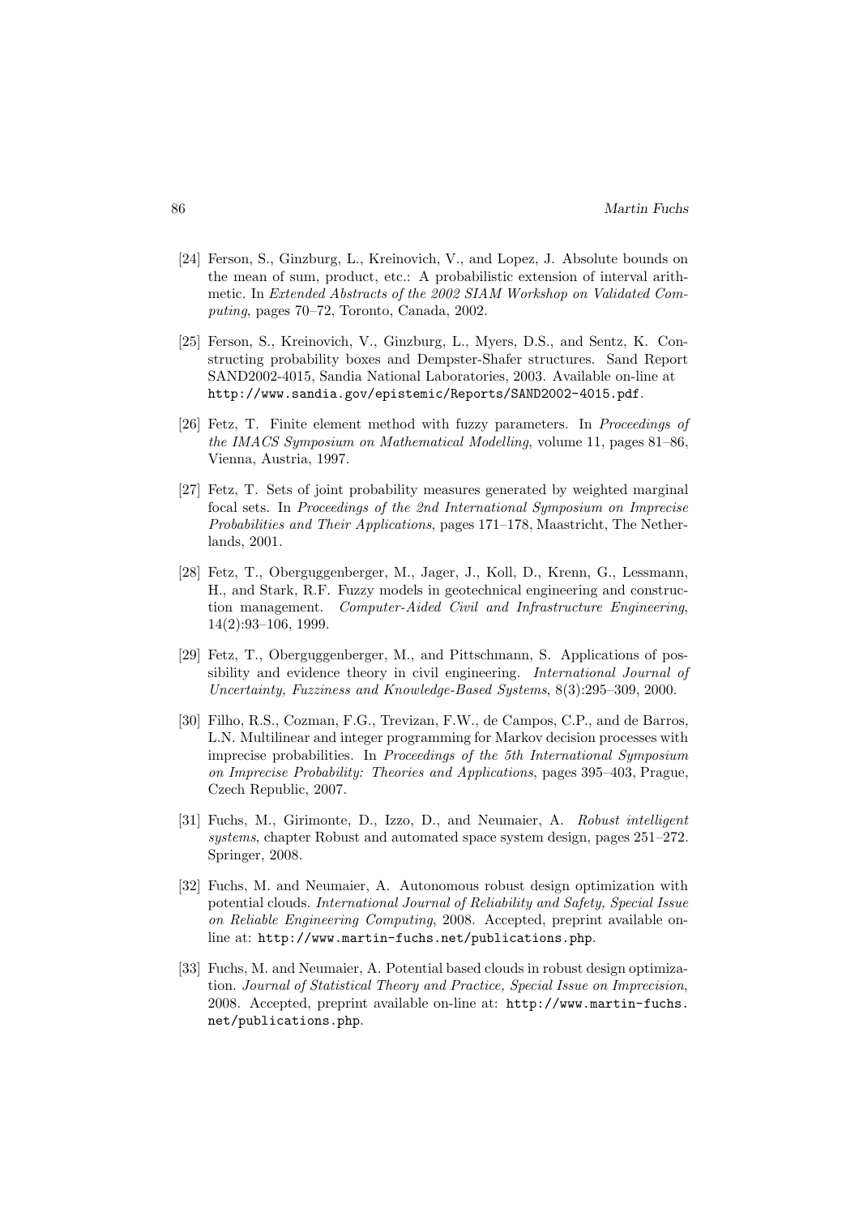[24] Ferson, S., Ginzburg, L., Kreinovich, V., and Lopez, J. Absolute bounds on the mean of sum, product, etc.: A probabilistic extension of interval arithmetic. In *Extended Abstracts of the 2002 SIAM Workshop on Validated Computing*, pages 70–72, Toronto, Canada, 2002.

[25] Ferson, S., Kreinovich, V., Ginzburg, L., Myers, D.S., and Sentz, K. Constructing probability boxes and Dempster-Shafer structures. Sand Report SAND2002-4015, Sandia National Laboratories, 2003. Available on-line at `http://www.sandia.gov/epistemic/Reports/SAND2002-4015.pdf`.

[26] Fetz, T. Finite element method with fuzzy parameters. In *Proceedings of the IMACS Symposium on Mathematical Modelling*, volume 11, pages 81–86, Vienna, Austria, 1997.

[27] Fetz, T. Sets of joint probability measures generated by weighted marginal focal sets. In *Proceedings of the 2nd International Symposium on Imprecise Probabilities and Their Applications*, pages 171–178, Maastricht, The Netherlands, 2001.

[28] Fetz, T., Oberguggenberger, M., Jager, J., Koll, D., Krenn, G., Lessmann, H., and Stark, R.F. Fuzzy models in geotechnical engineering and construction management. *Computer-Aided Civil and Infrastructure Engineering*, 14(2):93–106, 1999.

[29] Fetz, T., Oberguggenberger, M., and Pittschmann, S. Applications of possibility and evidence theory in civil engineering. *International Journal of Uncertainty, Fuzziness and Knowledge-Based Systems*, 8(3):295–309, 2000.

[30] Filho, R.S., Cozman, F.G., Trevizan, F.W., de Campos, C.P., and de Barros, L.N. Multilinear and integer programming for Markov decision processes with imprecise probabilities. In *Proceedings of the 5th International Symposium on Imprecise Probability: Theories and Applications*, pages 395–403, Prague, Czech Republic, 2007.

[31] Fuchs, M., Girimonte, D., Izzo, D., and Neumaier, A. *Robust intelligent systems*, chapter Robust and automated space system design, pages 251–272. Springer, 2008.

[32] Fuchs, M. and Neumaier, A. Autonomous robust design optimization with potential clouds. *International Journal of Reliability and Safety, Special Issue on Reliable Engineering Computing*, 2008. Accepted, preprint available online at: `http://www.martin-fuchs.net/publications.php`.

[33] Fuchs, M. and Neumaier, A. Potential based clouds in robust design optimization. *Journal of Statistical Theory and Practice, Special Issue on Imprecision*, 2008. Accepted, preprint available on-line at: `http://www.martin-fuchs.net/publications.php`.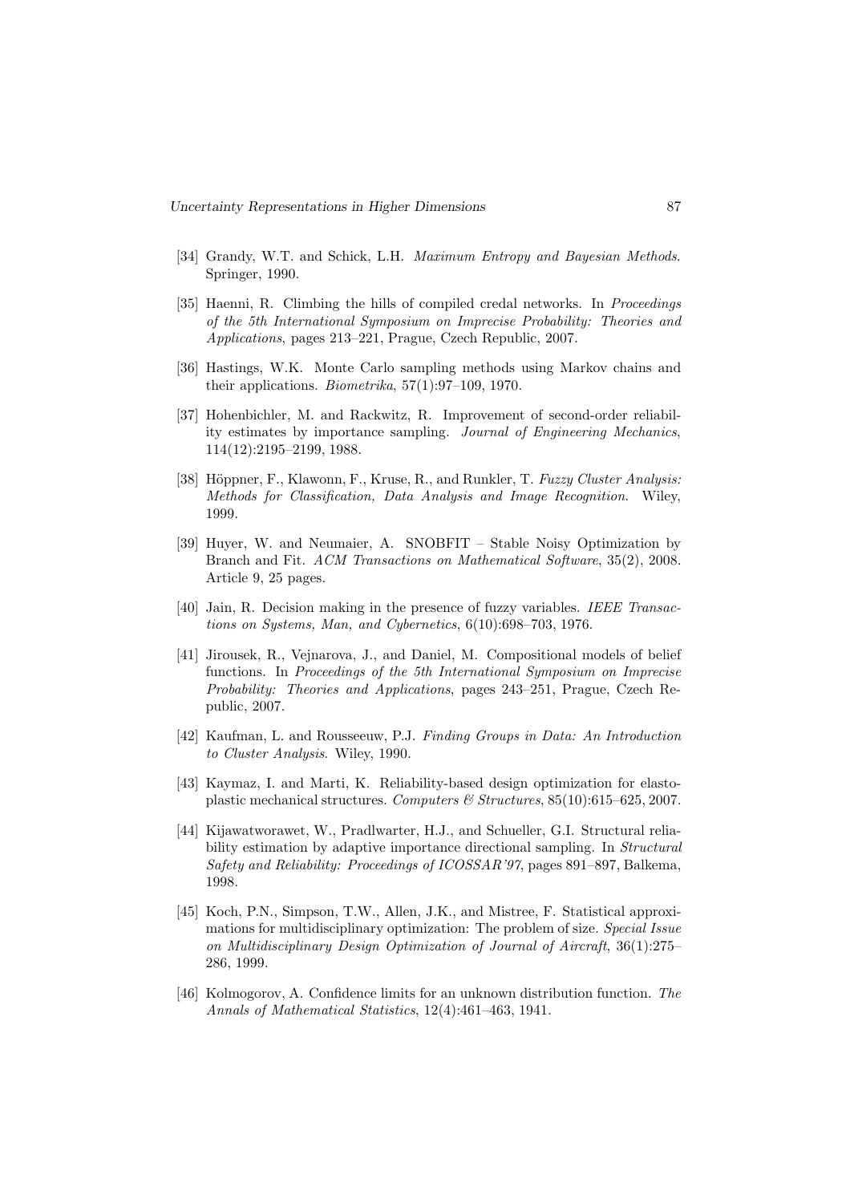[34] Grandy, W.T. and Schick, L.H. *Maximum Entropy and Bayesian Methods*. Springer, 1990.

[35] Haenni, R. Climbing the hills of compiled credal networks. In *Proceedings of the 5th International Symposium on Imprecise Probability: Theories and Applications*, pages 213–221, Prague, Czech Republic, 2007.

[36] Hastings, W.K. Monte Carlo sampling methods using Markov chains and their applications. *Biometrika*, 57(1):97–109, 1970.

[37] Hohenbichler, M. and Rackwitz, R. Improvement of second-order reliability estimates by importance sampling. *Journal of Engineering Mechanics*, 114(12):2195–2199, 1988.

[38] Höppner, F., Klawonn, F., Kruse, R., and Runkler, T. *Fuzzy Cluster Analysis: Methods for Classification, Data Analysis and Image Recognition*. Wiley, 1999.

[39] Huyer, W. and Neumaier, A. SNOBFIT – Stable Noisy Optimization by Branch and Fit. *ACM Transactions on Mathematical Software*, 35(2), 2008. Article 9, 25 pages.

[40] Jain, R. Decision making in the presence of fuzzy variables. *IEEE Transactions on Systems, Man, and Cybernetics*, 6(10):698–703, 1976.

[41] Jirousek, R., Vejnarova, J., and Daniel, M. Compositional models of belief functions. In *Proceedings of the 5th International Symposium on Imprecise Probability: Theories and Applications*, pages 243–251, Prague, Czech Republic, 2007.

[42] Kaufman, L. and Rousseeuw, P.J. *Finding Groups in Data: An Introduction to Cluster Analysis*. Wiley, 1990.

[43] Kaymaz, I. and Marti, K. Reliability-based design optimization for elastoplastic mechanical structures. *Computers & Structures*, 85(10):615–625, 2007.

[44] Kijawatworawet, W., Pradlwarter, H.J., and Schueller, G.I. Structural reliability estimation by adaptive importance directional sampling. In *Structural Safety and Reliability: Proceedings of ICOSSAR'97*, pages 891–897, Balkema, 1998.

[45] Koch, P.N., Simpson, T.W., Allen, J.K., and Mistree, F. Statistical approximations for multidisciplinary optimization: The problem of size. *Special Issue on Multidisciplinary Design Optimization of Journal of Aircraft*, 36(1):275–286, 1999.

[46] Kolmogorov, A. Confidence limits for an unknown distribution function. *The Annals of Mathematical Statistics*, 12(4):461–463, 1941.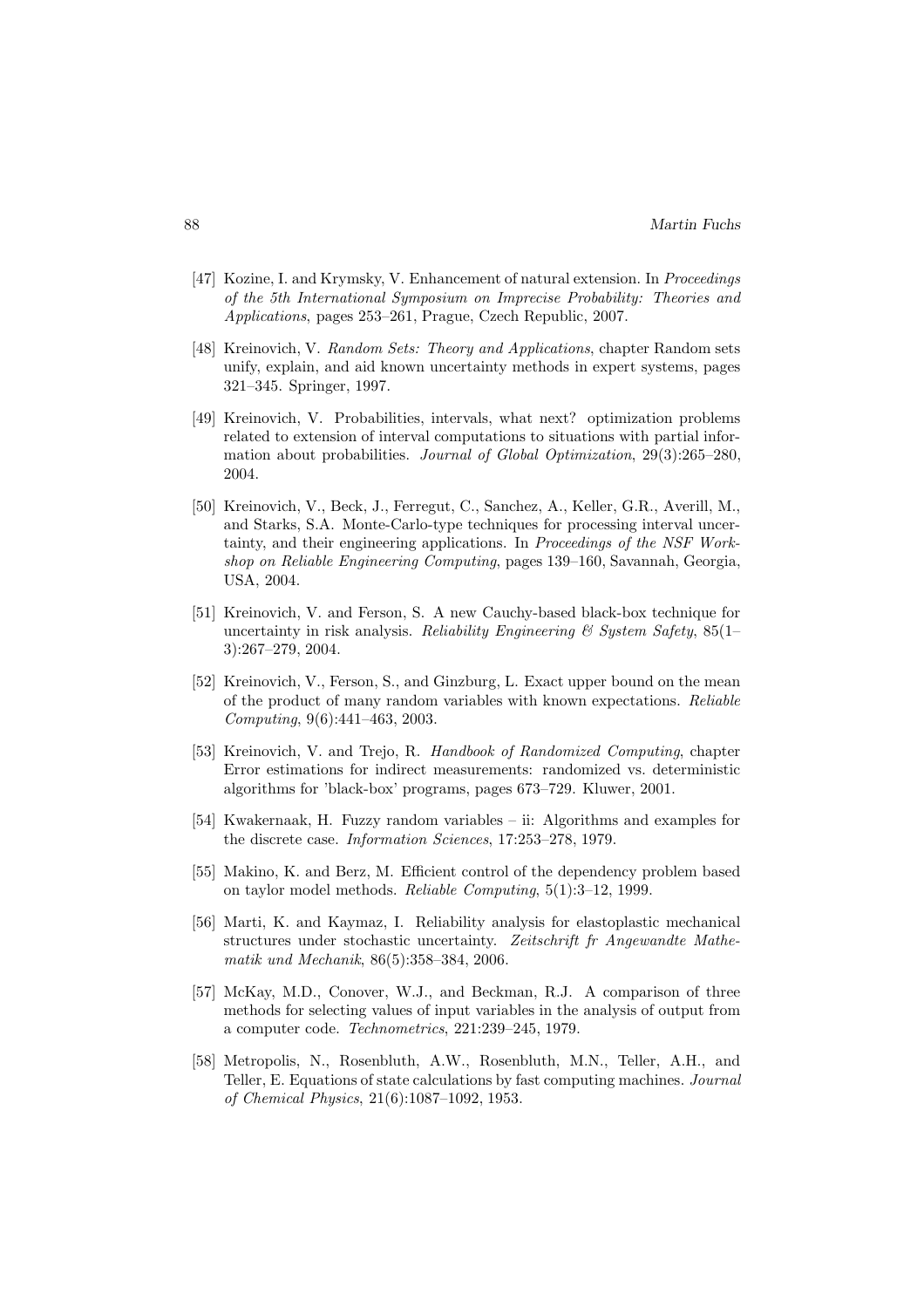[47] Kozine, I. and Krymsky, V. Enhancement of natural extension. In *Proceedings of the 5th International Symposium on Imprecise Probability: Theories and Applications*, pages 253–261, Prague, Czech Republic, 2007.

[48] Kreinovich, V. *Random Sets: Theory and Applications*, chapter Random sets unify, explain, and aid known uncertainty methods in expert systems, pages 321–345. Springer, 1997.

[49] Kreinovich, V. Probabilities, intervals, what next? optimization problems related to extension of interval computations to situations with partial information about probabilities. *Journal of Global Optimization*, 29(3):265–280, 2004.

[50] Kreinovich, V., Beck, J., Ferregut, C., Sanchez, A., Keller, G.R., Averill, M., and Starks, S.A. Monte-Carlo-type techniques for processing interval uncertainty, and their engineering applications. In *Proceedings of the NSF Workshop on Reliable Engineering Computing*, pages 139–160, Savannah, Georgia, USA, 2004.

[51] Kreinovich, V. and Ferson, S. A new Cauchy-based black-box technique for uncertainty in risk analysis. *Reliability Engineering & System Safety*, 85(1–3):267–279, 2004.

[52] Kreinovich, V., Ferson, S., and Ginzburg, L. Exact upper bound on the mean of the product of many random variables with known expectations. *Reliable Computing*, 9(6):441–463, 2003.

[53] Kreinovich, V. and Trejo, R. *Handbook of Randomized Computing*, chapter Error estimations for indirect measurements: randomized vs. deterministic algorithms for 'black-box' programs, pages 673–729. Kluwer, 2001.

[54] Kwakernaak, H. Fuzzy random variables – ii: Algorithms and examples for the discrete case. *Information Sciences*, 17:253–278, 1979.

[55] Makino, K. and Berz, M. Efficient control of the dependency problem based on taylor model methods. *Reliable Computing*, 5(1):3–12, 1999.

[56] Marti, K. and Kaymaz, I. Reliability analysis for elastoplastic mechanical structures under stochastic uncertainty. *Zeitschrift fr Angewandte Mathematik und Mechanik*, 86(5):358–384, 2006.

[57] McKay, M.D., Conover, W.J., and Beckman, R.J. A comparison of three methods for selecting values of input variables in the analysis of output from a computer code. *Technometrics*, 221:239–245, 1979.

[58] Metropolis, N., Rosenbluth, A.W., Rosenbluth, M.N., Teller, A.H., and Teller, E. Equations of state calculations by fast computing machines. *Journal of Chemical Physics*, 21(6):1087–1092, 1953.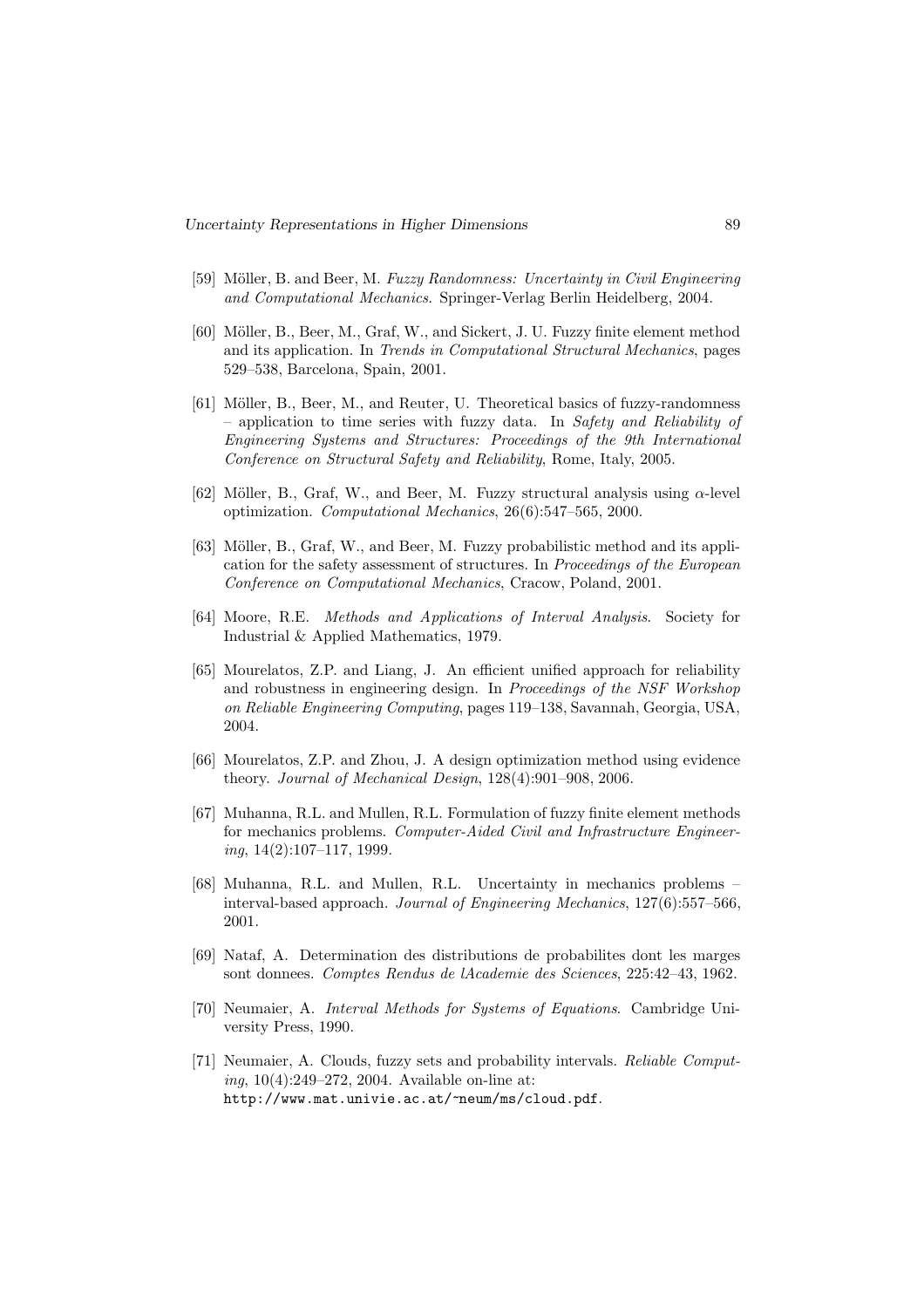[59] Möller, B. and Beer, M. *Fuzzy Randomness: Uncertainty in Civil Engineering and Computational Mechanics*. Springer-Verlag Berlin Heidelberg, 2004.

[60] Möller, B., Beer, M., Graf, W., and Sickert, J. U. Fuzzy finite element method and its application. In *Trends in Computational Structural Mechanics*, pages 529–538, Barcelona, Spain, 2001.

[61] Möller, B., Beer, M., and Reuter, U. Theoretical basics of fuzzy-randomness – application to time series with fuzzy data. In *Safety and Reliability of Engineering Systems and Structures: Proceedings of the 9th International Conference on Structural Safety and Reliability*, Rome, Italy, 2005.

[62] Möller, B., Graf, W., and Beer, M. Fuzzy structural analysis using $\alpha$-level optimization. *Computational Mechanics*, 26(6):547–565, 2000.

[63] Möller, B., Graf, W., and Beer, M. Fuzzy probabilistic method and its application for the safety assessment of structures. In *Proceedings of the European Conference on Computational Mechanics*, Cracow, Poland, 2001.

[64] Moore, R.E. *Methods and Applications of Interval Analysis*. Society for Industrial & Applied Mathematics, 1979.

[65] Mourelatos, Z.P. and Liang, J. An efficient unified approach for reliability and robustness in engineering design. In *Proceedings of the NSF Workshop on Reliable Engineering Computing*, pages 119–138, Savannah, Georgia, USA, 2004.

[66] Mourelatos, Z.P. and Zhou, J. A design optimization method using evidence theory. *Journal of Mechanical Design*, 128(4):901–908, 2006.

[67] Muhanna, R.L. and Mullen, R.L. Formulation of fuzzy finite element methods for mechanics problems. *Computer-Aided Civil and Infrastructure Engineering*, 14(2):107–117, 1999.

[68] Muhanna, R.L. and Mullen, R.L. Uncertainty in mechanics problems – interval-based approach. *Journal of Engineering Mechanics*, 127(6):557–566, 2001.

[69] Nataf, A. Determination des distributions de probabilites dont les marges sont donnees. *Comptes Rendus de lAcademie des Sciences*, 225:42–43, 1962.

[70] Neumaier, A. *Interval Methods for Systems of Equations*. Cambridge University Press, 1990.

[71] Neumaier, A. Clouds, fuzzy sets and probability intervals. *Reliable Computing*, 10(4):249–272, 2004. Available on-line at: `http://www.mat.univie.ac.at/~neum/ms/cloud.pdf`.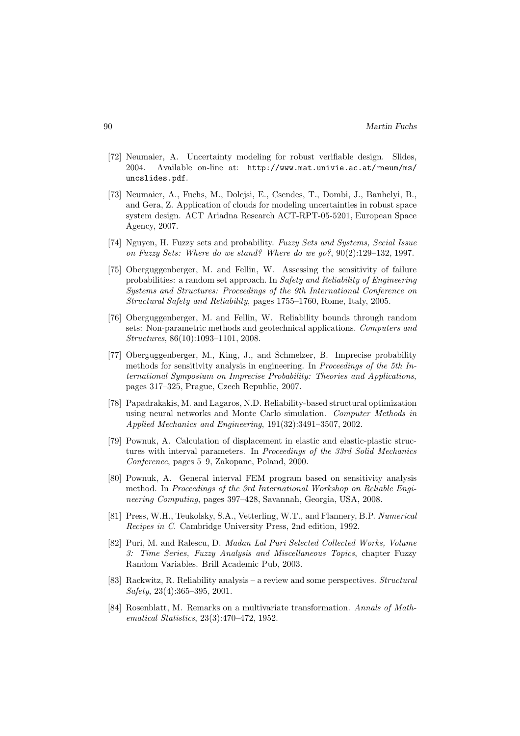[72] Neumaier, A. Uncertainty modeling for robust verifiable design. Slides, 2004. Available on-line at: `http://www.mat.univie.ac.at/~neum/ms/uncslides.pdf`.

[73] Neumaier, A., Fuchs, M., Dolejsi, E., Csendes, T., Dombi, J., Banhelyi, B., and Gera, Z. Application of clouds for modeling uncertainties in robust space system design. ACT Ariadna Research ACT-RPT-05-5201, European Space Agency, 2007.

[74] Nguyen, H. Fuzzy sets and probability. *Fuzzy Sets and Systems, Secial Issue on Fuzzy Sets: Where do we stand? Where do we go?*, 90(2):129–132, 1997.

[75] Oberguggenberger, M. and Fellin, W. Assessing the sensitivity of failure probabilities: a random set approach. In *Safety and Reliability of Engineering Systems and Structures: Proceedings of the 9th International Conference on Structural Safety and Reliability*, pages 1755–1760, Rome, Italy, 2005.

[76] Oberguggenberger, M. and Fellin, W. Reliability bounds through random sets: Non-parametric methods and geotechnical applications. *Computers and Structures*, 86(10):1093–1101, 2008.

[77] Oberguggenberger, M., King, J., and Schmelzer, B. Imprecise probability methods for sensitivity analysis in engineering. In *Proceedings of the 5th International Symposium on Imprecise Probability: Theories and Applications*, pages 317–325, Prague, Czech Republic, 2007.

[78] Papadrakakis, M. and Lagaros, N.D. Reliability-based structural optimization using neural networks and Monte Carlo simulation. *Computer Methods in Applied Mechanics and Engineering*, 191(32):3491–3507, 2002.

[79] Pownuk, A. Calculation of displacement in elastic and elastic-plastic structures with interval parameters. In *Proceedings of the 33rd Solid Mechanics Conference*, pages 5–9, Zakopane, Poland, 2000.

[80] Pownuk, A. General interval FEM program based on sensitivity analysis method. In *Proceedings of the 3rd International Workshop on Reliable Engineering Computing*, pages 397–428, Savannah, Georgia, USA, 2008.

[81] Press, W.H., Teukolsky, S.A., Vetterling, W.T., and Flannery, B.P. *Numerical Recipes in C*. Cambridge University Press, 2nd edition, 1992.

[82] Puri, M. and Ralescu, D. *Madan Lal Puri Selected Collected Works, Volume 3: Time Series, Fuzzy Analysis and Miscellaneous Topics*, chapter Fuzzy Random Variables. Brill Academic Pub, 2003.

[83] Rackwitz, R. Reliability analysis – a review and some perspectives. *Structural Safety*, 23(4):365–395, 2001.

[84] Rosenblatt, M. Remarks on a multivariate transformation. *Annals of Mathematical Statistics*, 23(3):470–472, 1952.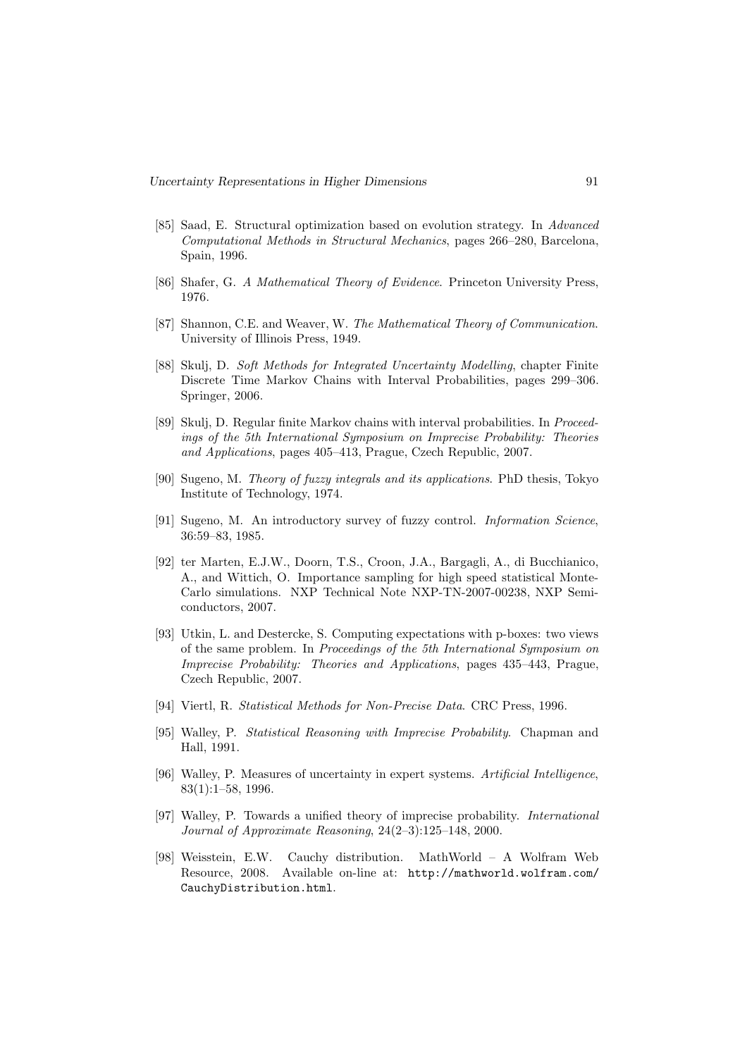[85] Saad, E. Structural optimization based on evolution strategy. In *Advanced Computational Methods in Structural Mechanics*, pages 266–280, Barcelona, Spain, 1996.

[86] Shafer, G. *A Mathematical Theory of Evidence*. Princeton University Press, 1976.

[87] Shannon, C.E. and Weaver, W. *The Mathematical Theory of Communication*. University of Illinois Press, 1949.

[88] Skulj, D. *Soft Methods for Integrated Uncertainty Modelling*, chapter Finite Discrete Time Markov Chains with Interval Probabilities, pages 299–306. Springer, 2006.

[89] Skulj, D. Regular finite Markov chains with interval probabilities. In *Proceedings of the 5th International Symposium on Imprecise Probability: Theories and Applications*, pages 405–413, Prague, Czech Republic, 2007.

[90] Sugeno, M. *Theory of fuzzy integrals and its applications*. PhD thesis, Tokyo Institute of Technology, 1974.

[91] Sugeno, M. An introductory survey of fuzzy control. *Information Science*, 36:59–83, 1985.

[92] ter Marten, E.J.W., Doorn, T.S., Croon, J.A., Bargagli, A., di Bucchianico, A., and Wittich, O. Importance sampling for high speed statistical Monte-Carlo simulations. NXP Technical Note NXP-TN-2007-00238, NXP Semiconductors, 2007.

[93] Utkin, L. and Destercke, S. Computing expectations with p-boxes: two views of the same problem. In *Proceedings of the 5th International Symposium on Imprecise Probability: Theories and Applications*, pages 435–443, Prague, Czech Republic, 2007.

[94] Viertl, R. *Statistical Methods for Non-Precise Data*. CRC Press, 1996.

[95] Walley, P. *Statistical Reasoning with Imprecise Probability*. Chapman and Hall, 1991.

[96] Walley, P. Measures of uncertainty in expert systems. *Artificial Intelligence*, 83(1):1–58, 1996.

[97] Walley, P. Towards a unified theory of imprecise probability. *International Journal of Approximate Reasoning*, 24(2–3):125–148, 2000.

[98] Weisstein, E.W. Cauchy distribution. MathWorld – A Wolfram Web Resource, 2008. Available on-line at: `http://mathworld.wolfram.com/CauchyDistribution.html`.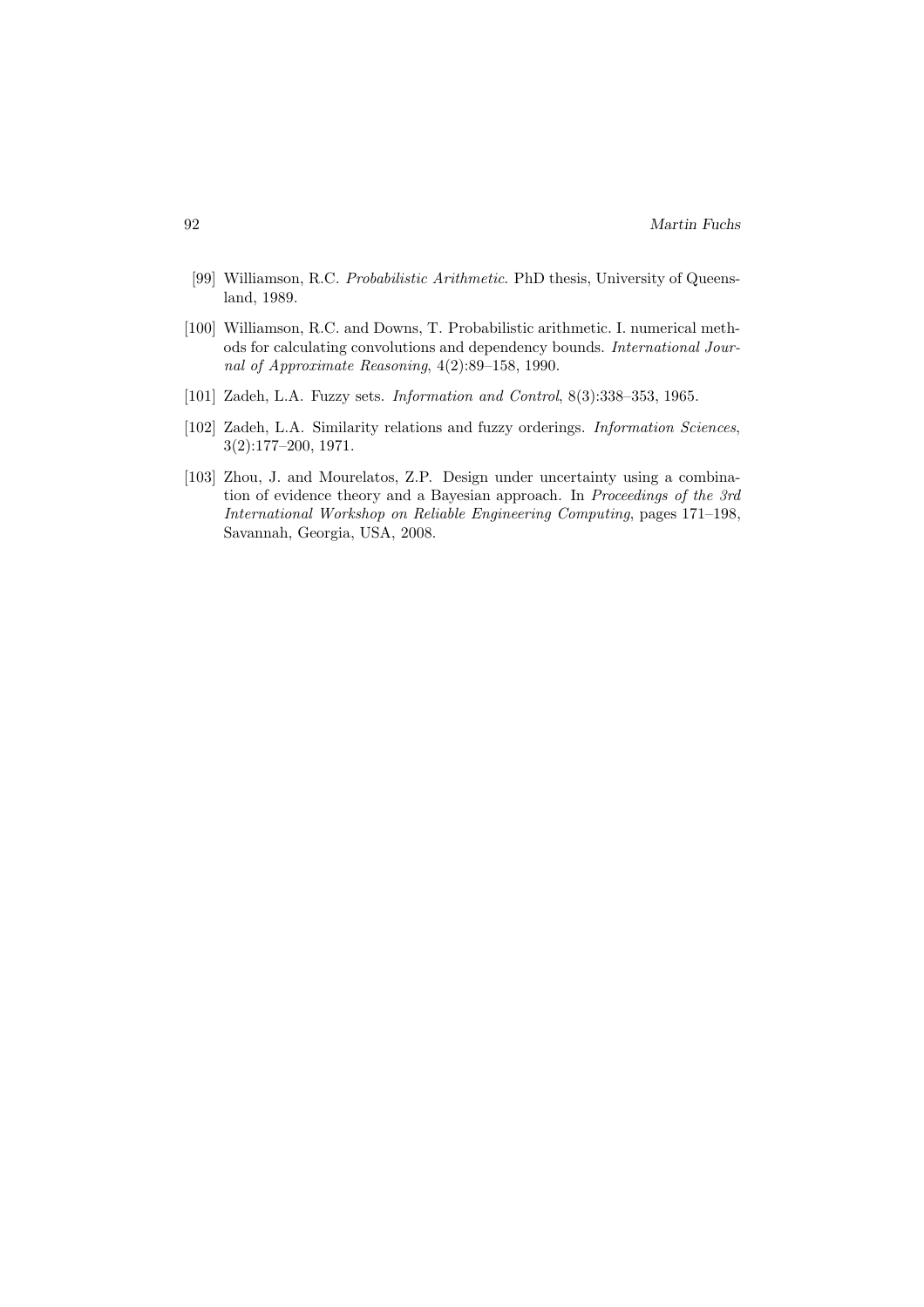[99] Williamson, R.C. *Probabilistic Arithmetic*. PhD thesis, University of Queensland, 1989.

[100] Williamson, R.C. and Downs, T. Probabilistic arithmetic. I. numerical methods for calculating convolutions and dependency bounds. *International Journal of Approximate Reasoning*, 4(2):89–158, 1990.

[101] Zadeh, L.A. Fuzzy sets. *Information and Control*, 8(3):338–353, 1965.

[102] Zadeh, L.A. Similarity relations and fuzzy orderings. *Information Sciences*, 3(2):177–200, 1971.

[103] Zhou, J. and Mourelatos, Z.P. Design under uncertainty using a combination of evidence theory and a Bayesian approach. In *Proceedings of the 3rd International Workshop on Reliable Engineering Computing*, pages 171–198, Savannah, Georgia, USA, 2008.